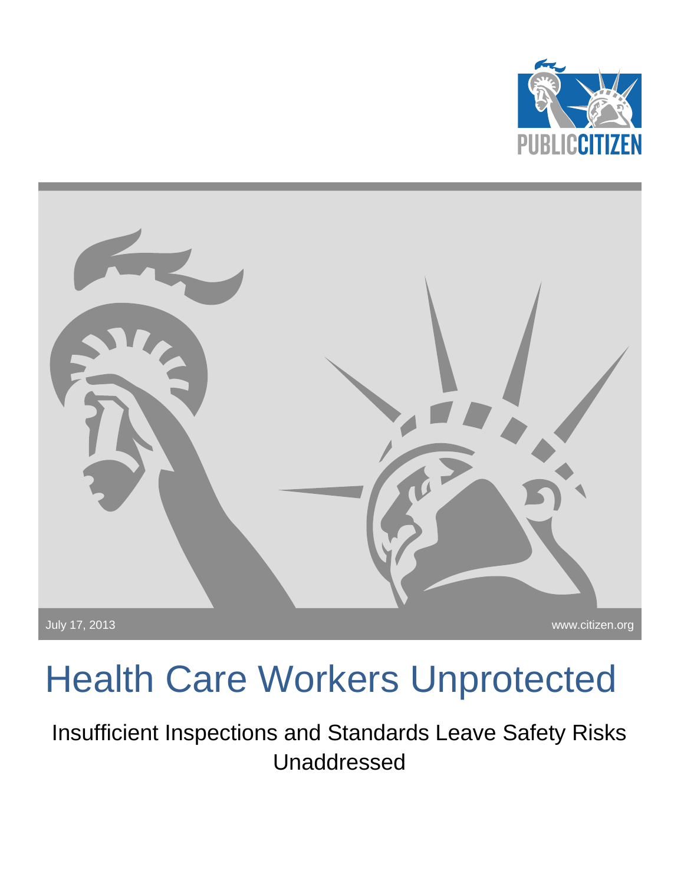PUBLIC CITIZEN

July 17, 2013

www.citizen.org

# Health Care Workers Unprotected

## Insufficient Inspections and Standards Leave Safety Risks Unaddressed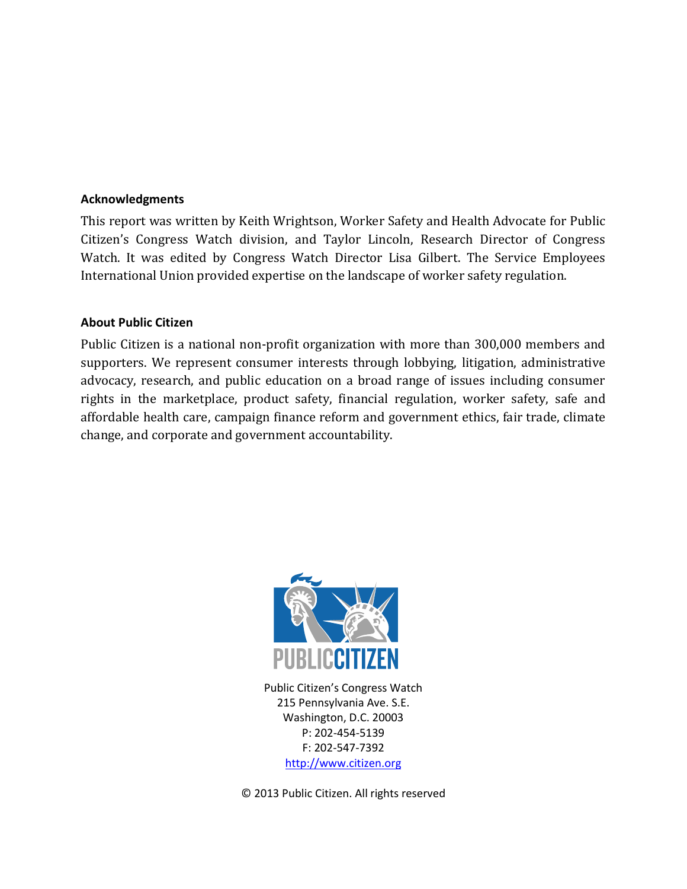**Acknowledgments**

This report was written by Keith Wrightson, Worker Safety and Health Advocate for Public Citizen's Congress Watch division, and Taylor Lincoln, Research Director of Congress Watch. It was edited by Congress Watch Director Lisa Gilbert. The Service Employees International Union provided expertise on the landscape of worker safety regulation.

**About Public Citizen**

Public Citizen is a national non-profit organization with more than 300,000 members and supporters. We represent consumer interests through lobbying, litigation, administrative advocacy, research, and public education on a broad range of issues including consumer rights in the marketplace, product safety, financial regulation, worker safety, safe and affordable health care, campaign finance reform and government ethics, fair trade, climate change, and corporate and government accountability.

PUBLIC CITIZEN

Public Citizen's Congress Watch
215 Pennsylvania Ave. S.E.
Washington, D.C. 20003
P: 202-454-5139
F: 202-547-7392
http://www.citizen.org

© 2013 Public Citizen. All rights reserved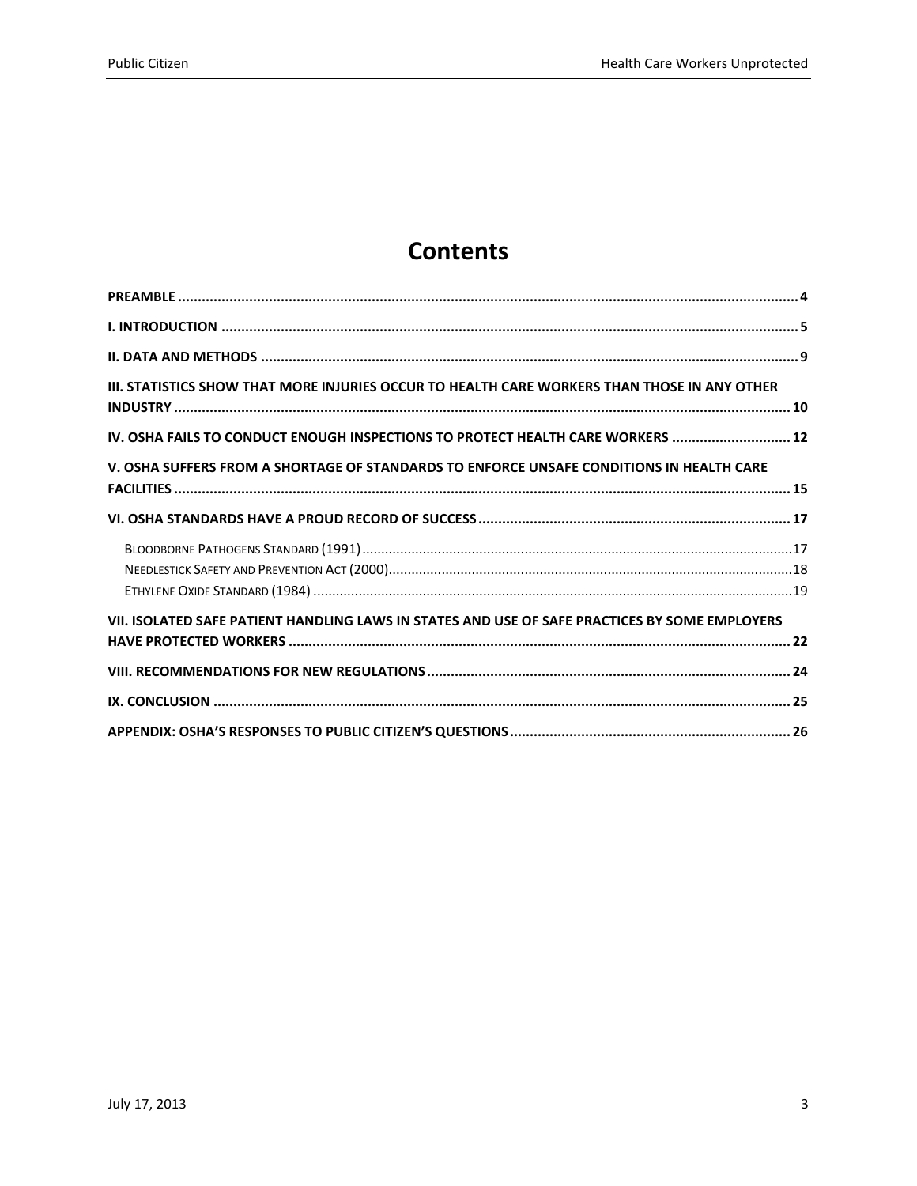# Contents

**PREAMBLE** .......... **4**

**I. INTRODUCTION** .......... **5**

**II. DATA AND METHODS** .......... **9**

**III. STATISTICS SHOW THAT MORE INJURIES OCCUR TO HEALTH CARE WORKERS THAN THOSE IN ANY OTHER INDUSTRY** .......... **10**

**IV. OSHA FAILS TO CONDUCT ENOUGH INSPECTIONS TO PROTECT HEALTH CARE WORKERS** .......... **12**

**V. OSHA SUFFERS FROM A SHORTAGE OF STANDARDS TO ENFORCE UNSAFE CONDITIONS IN HEALTH CARE FACILITIES** .......... **15**

**VI. OSHA STANDARDS HAVE A PROUD RECORD OF SUCCESS** .......... **17**

- BLOODBORNE PATHOGENS STANDARD (1991) .......... 17
- NEEDLESTICK SAFETY AND PREVENTION ACT (2000) .......... 18
- ETHYLENE OXIDE STANDARD (1984) .......... 19

**VII. ISOLATED SAFE PATIENT HANDLING LAWS IN STATES AND USE OF SAFE PRACTICES BY SOME EMPLOYERS HAVE PROTECTED WORKERS** .......... **22**

**VIII. RECOMMENDATIONS FOR NEW REGULATIONS** .......... **24**

**IX. CONCLUSION** .......... **25**

**APPENDIX: OSHA'S RESPONSES TO PUBLIC CITIZEN'S QUESTIONS** .......... **26**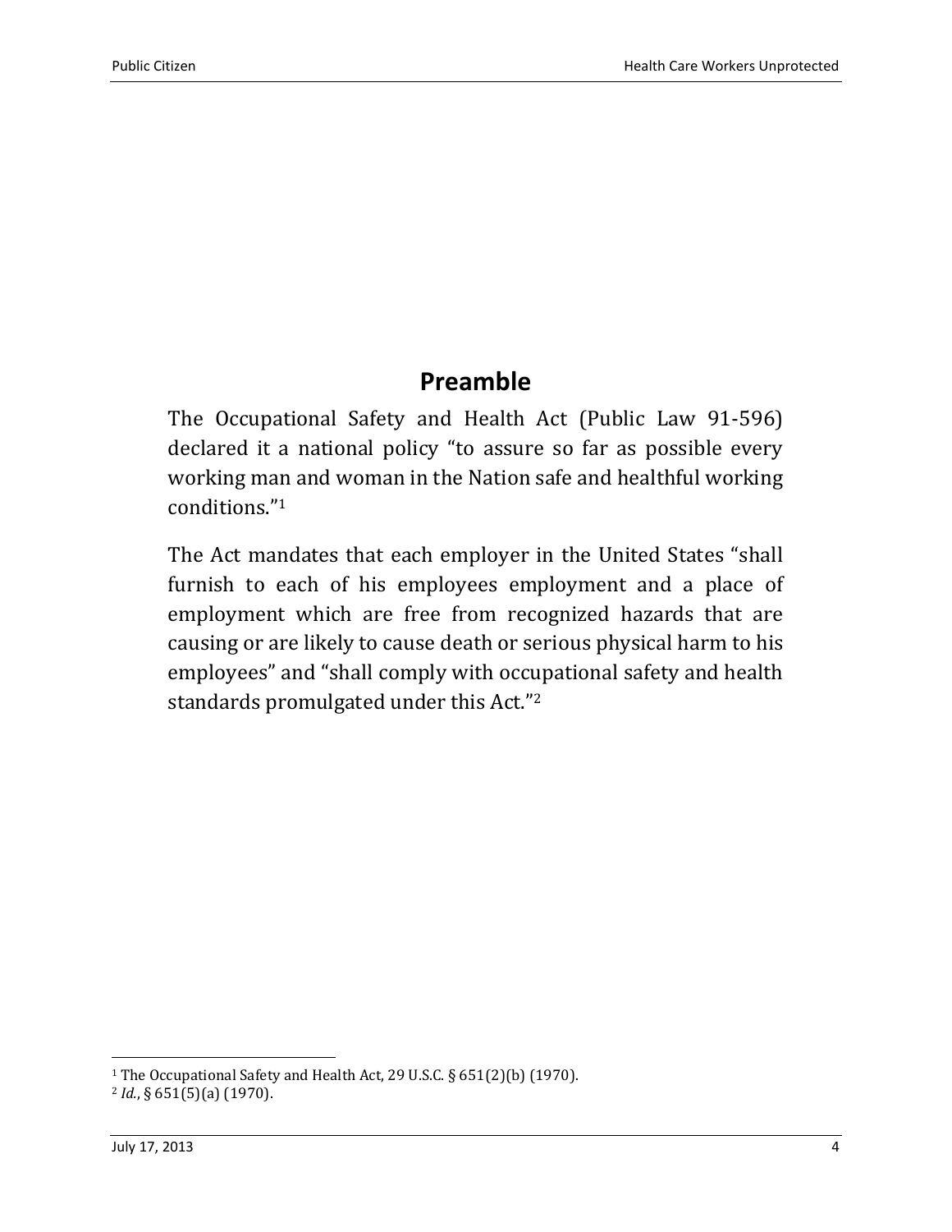## Preamble

The Occupational Safety and Health Act (Public Law 91-596) declared it a national policy "to assure so far as possible every working man and woman in the Nation safe and healthful working conditions."[1]

The Act mandates that each employer in the United States "shall furnish to each of his employees employment and a place of employment which are free from recognized hazards that are causing or are likely to cause death or serious physical harm to his employees" and "shall comply with occupational safety and health standards promulgated under this Act."[2]

---

[1] The Occupational Safety and Health Act, 29 U.S.C. § 651(2)(b) (1970).

[2] *Id.*, § 651(5)(a) (1970).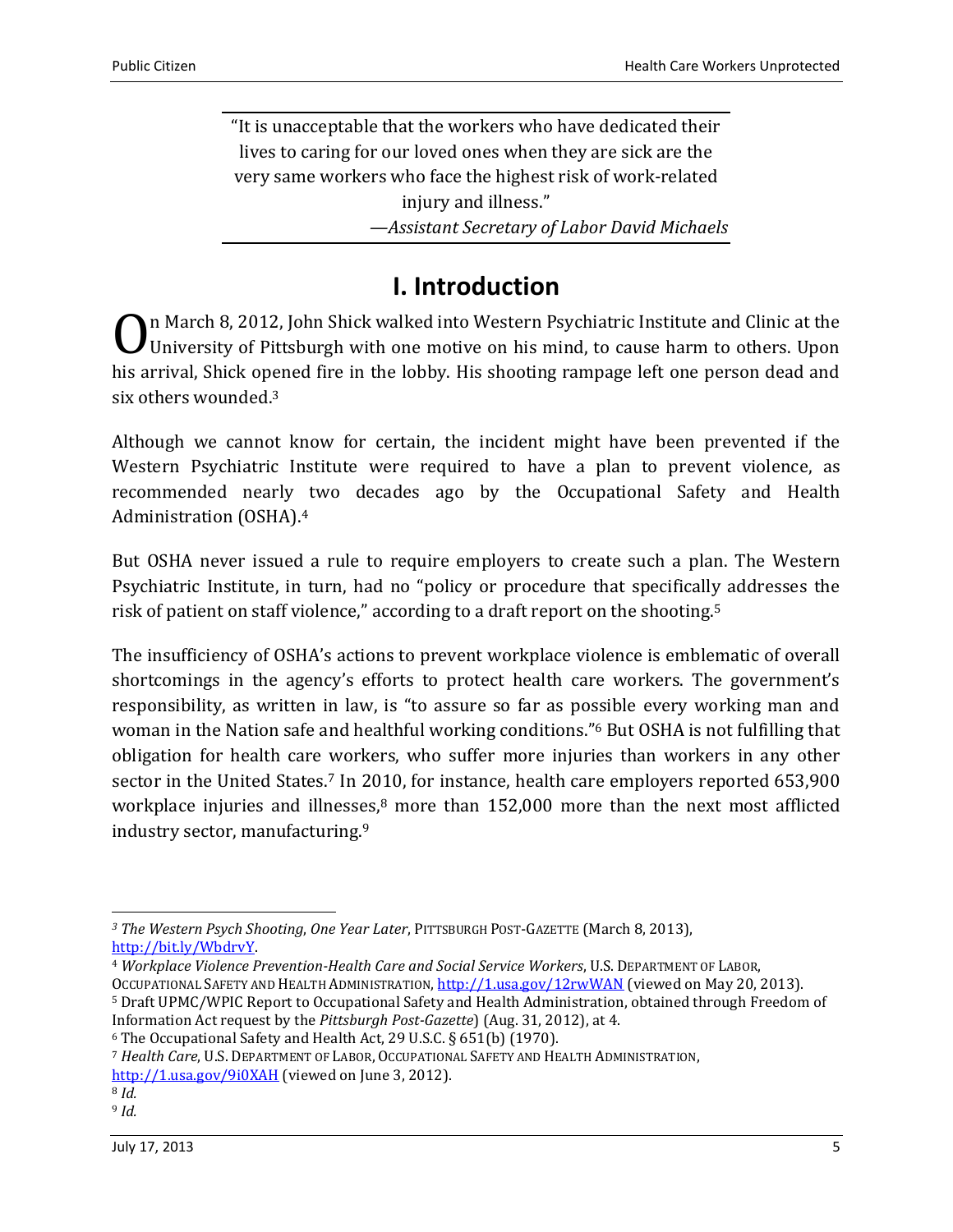> "It is unacceptable that the workers who have dedicated their lives to caring for our loved ones when they are sick are the very same workers who face the highest risk of work-related injury and illness."
>
> —*Assistant Secretary of Labor David Michaels*

# I. Introduction

On March 8, 2012, John Shick walked into Western Psychiatric Institute and Clinic at the University of Pittsburgh with one motive on his mind, to cause harm to others. Upon his arrival, Shick opened fire in the lobby. His shooting rampage left one person dead and six others wounded.[3]

Although we cannot know for certain, the incident might have been prevented if the Western Psychiatric Institute were required to have a plan to prevent violence, as recommended nearly two decades ago by the Occupational Safety and Health Administration (OSHA).[4]

But OSHA never issued a rule to require employers to create such a plan. The Western Psychiatric Institute, in turn, had no "policy or procedure that specifically addresses the risk of patient on staff violence," according to a draft report on the shooting.[5]

The insufficiency of OSHA's actions to prevent workplace violence is emblematic of overall shortcomings in the agency's efforts to protect health care workers. The government's responsibility, as written in law, is "to assure so far as possible every working man and woman in the Nation safe and healthful working conditions."[6] But OSHA is not fulfilling that obligation for health care workers, who suffer more injuries than workers in any other sector in the United States.[7] In 2010, for instance, health care employers reported 653,900 workplace injuries and illnesses,[8] more than 152,000 more than the next most afflicted industry sector, manufacturing.[9]

---

[3] *The Western Psych Shooting, One Year Later*, PITTSBURGH POST-GAZETTE (March 8, 2013), http://bit.ly/WbdrvY.

[4] *Workplace Violence Prevention-Health Care and Social Service Workers*, U.S. DEPARTMENT OF LABOR, OCCUPATIONAL SAFETY AND HEALTH ADMINISTRATION, http://1.usa.gov/12rwWAN (viewed on May 20, 2013).

[5] Draft UPMC/WPIC Report to Occupational Safety and Health Administration, obtained through Freedom of Information Act request by the *Pittsburgh Post-Gazette*) (Aug. 31, 2012), at 4.

[6] The Occupational Safety and Health Act, 29 U.S.C. § 651(b) (1970).

[7] *Health Care*, U.S. DEPARTMENT OF LABOR, OCCUPATIONAL SAFETY AND HEALTH ADMINISTRATION, http://1.usa.gov/9i0XAH (viewed on June 3, 2012).

[8] *Id.*

[9] *Id.*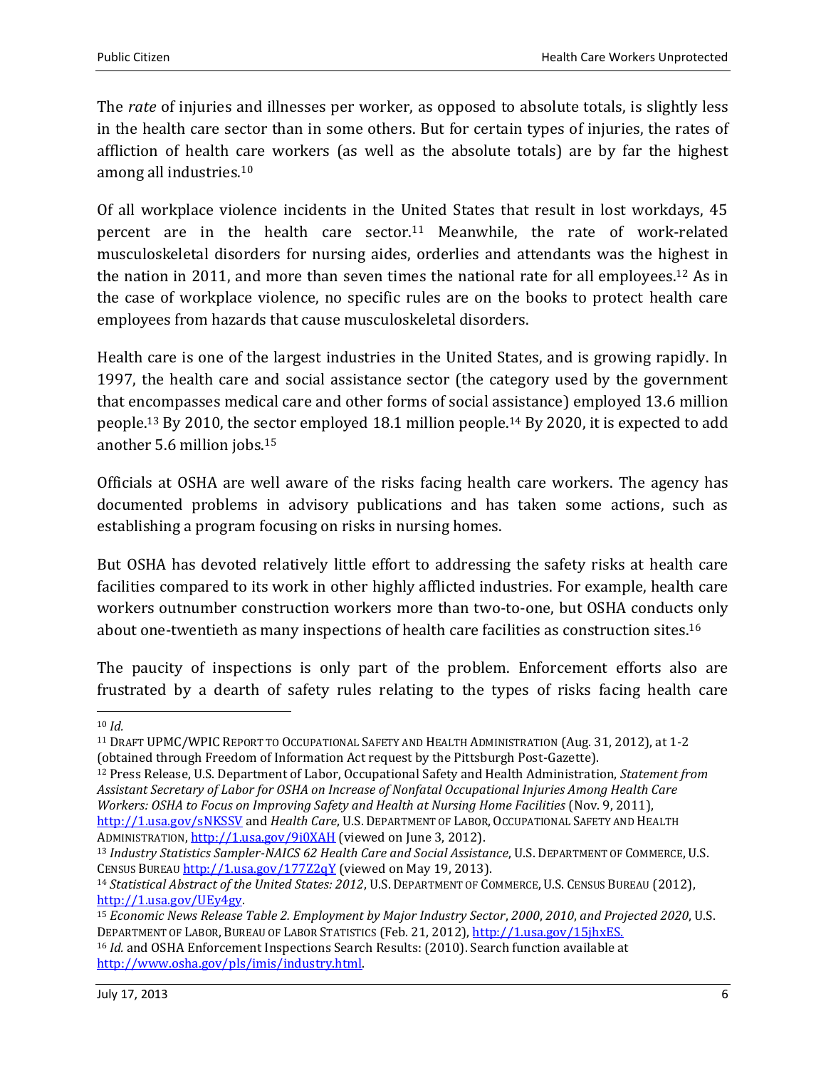The *rate* of injuries and illnesses per worker, as opposed to absolute totals, is slightly less in the health care sector than in some others. But for certain types of injuries, the rates of affliction of health care workers (as well as the absolute totals) are by far the highest among all industries.[10]

Of all workplace violence incidents in the United States that result in lost workdays, 45 percent are in the health care sector.[11] Meanwhile, the rate of work-related musculoskeletal disorders for nursing aides, orderlies and attendants was the highest in the nation in 2011, and more than seven times the national rate for all employees.[12] As in the case of workplace violence, no specific rules are on the books to protect health care employees from hazards that cause musculoskeletal disorders.

Health care is one of the largest industries in the United States, and is growing rapidly. In 1997, the health care and social assistance sector (the category used by the government that encompasses medical care and other forms of social assistance) employed 13.6 million people.[13] By 2010, the sector employed 18.1 million people.[14] By 2020, it is expected to add another 5.6 million jobs.[15]

Officials at OSHA are well aware of the risks facing health care workers. The agency has documented problems in advisory publications and has taken some actions, such as establishing a program focusing on risks in nursing homes.

But OSHA has devoted relatively little effort to addressing the safety risks at health care facilities compared to its work in other highly afflicted industries. For example, health care workers outnumber construction workers more than two-to-one, but OSHA conducts only about one-twentieth as many inspections of health care facilities as construction sites.[16]

The paucity of inspections is only part of the problem. Enforcement efforts also are frustrated by a dearth of safety rules relating to the types of risks facing health care

---

[10] *Id.*

[11] DRAFT UPMC/WPIC REPORT TO OCCUPATIONAL SAFETY AND HEALTH ADMINISTRATION (Aug. 31, 2012), at 1-2 (obtained through Freedom of Information Act request by the Pittsburgh Post-Gazette).

[12] Press Release, U.S. Department of Labor, Occupational Safety and Health Administration, *Statement from Assistant Secretary of Labor for OSHA on Increase of Nonfatal Occupational Injuries Among Health Care Workers: OSHA to Focus on Improving Safety and Health at Nursing Home Facilities* (Nov. 9, 2011), http://1.usa.gov/sNKSSV and *Health Care*, U.S. DEPARTMENT OF LABOR, OCCUPATIONAL SAFETY AND HEALTH ADMINISTRATION, http://1.usa.gov/9i0XAH (viewed on June 3, 2012).

[13] *Industry Statistics Sampler-NAICS 62 Health Care and Social Assistance*, U.S. DEPARTMENT OF COMMERCE, U.S. CENSUS BUREAU http://1.usa.gov/177Z2qY (viewed on May 19, 2013).

[14] *Statistical Abstract of the United States: 2012*, U.S. DEPARTMENT OF COMMERCE, U.S. CENSUS BUREAU (2012), http://1.usa.gov/UEy4gy.

[15] *Economic News Release Table 2. Employment by Major Industry Sector, 2000, 2010, and Projected 2020*, U.S. DEPARTMENT OF LABOR, BUREAU OF LABOR STATISTICS (Feb. 21, 2012), http://1.usa.gov/15jhxES.

[16] *Id.* and OSHA Enforcement Inspections Search Results: (2010). Search function available at http://www.osha.gov/pls/imis/industry.html.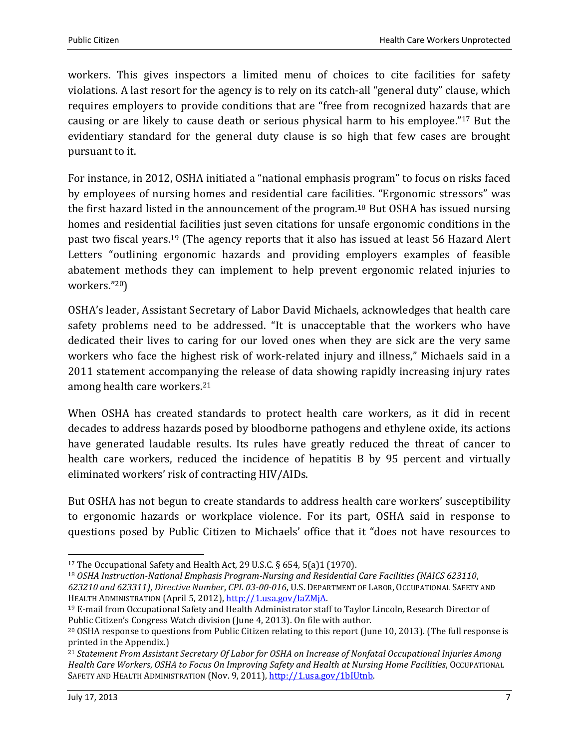workers. This gives inspectors a limited menu of choices to cite facilities for safety violations. A last resort for the agency is to rely on its catch-all "general duty" clause, which requires employers to provide conditions that are "free from recognized hazards that are causing or are likely to cause death or serious physical harm to his employee."[17] But the evidentiary standard for the general duty clause is so high that few cases are brought pursuant to it.

For instance, in 2012, OSHA initiated a "national emphasis program" to focus on risks faced by employees of nursing homes and residential care facilities. "Ergonomic stressors" was the first hazard listed in the announcement of the program.[18] But OSHA has issued nursing homes and residential facilities just seven citations for unsafe ergonomic conditions in the past two fiscal years.[19] (The agency reports that it also has issued at least 56 Hazard Alert Letters "outlining ergonomic hazards and providing employers examples of feasible abatement methods they can implement to help prevent ergonomic related injuries to workers."[20])

OSHA's leader, Assistant Secretary of Labor David Michaels, acknowledges that health care safety problems need to be addressed. "It is unacceptable that the workers who have dedicated their lives to caring for our loved ones when they are sick are the very same workers who face the highest risk of work-related injury and illness," Michaels said in a 2011 statement accompanying the release of data showing rapidly increasing injury rates among health care workers.[21]

When OSHA has created standards to protect health care workers, as it did in recent decades to address hazards posed by bloodborne pathogens and ethylene oxide, its actions have generated laudable results. Its rules have greatly reduced the threat of cancer to health care workers, reduced the incidence of hepatitis B by 95 percent and virtually eliminated workers' risk of contracting HIV/AIDs.

But OSHA has not begun to create standards to address health care workers' susceptibility to ergonomic hazards or workplace violence. For its part, OSHA said in response to questions posed by Public Citizen to Michaels' office that it "does not have resources to

---

[17] The Occupational Safety and Health Act, 29 U.S.C. § 654, 5(a)1 (1970).

[18] *OSHA Instruction-National Emphasis Program-Nursing and Residential Care Facilities (NAICS 623110, 623210 and 623311)*, *Directive Number*, *CPL 03-00-016*, U.S. DEPARTMENT OF LABOR, OCCUPATIONAL SAFETY AND HEALTH ADMINISTRATION (April 5, 2012), http://1.usa.gov/IaZMjA.

[19] E-mail from Occupational Safety and Health Administrator staff to Taylor Lincoln, Research Director of Public Citizen's Congress Watch division (June 4, 2013). On file with author.

[20] OSHA response to questions from Public Citizen relating to this report (June 10, 2013). (The full response is printed in the Appendix.)

[21] *Statement From Assistant Secretary Of Labor for OSHA on Increase of Nonfatal Occupational Injuries Among Health Care Workers*, *OSHA to Focus On Improving Safety and Health at Nursing Home Facilities*, OCCUPATIONAL SAFETY AND HEALTH ADMINISTRATION (Nov. 9, 2011), http://1.usa.gov/1bIUtnb.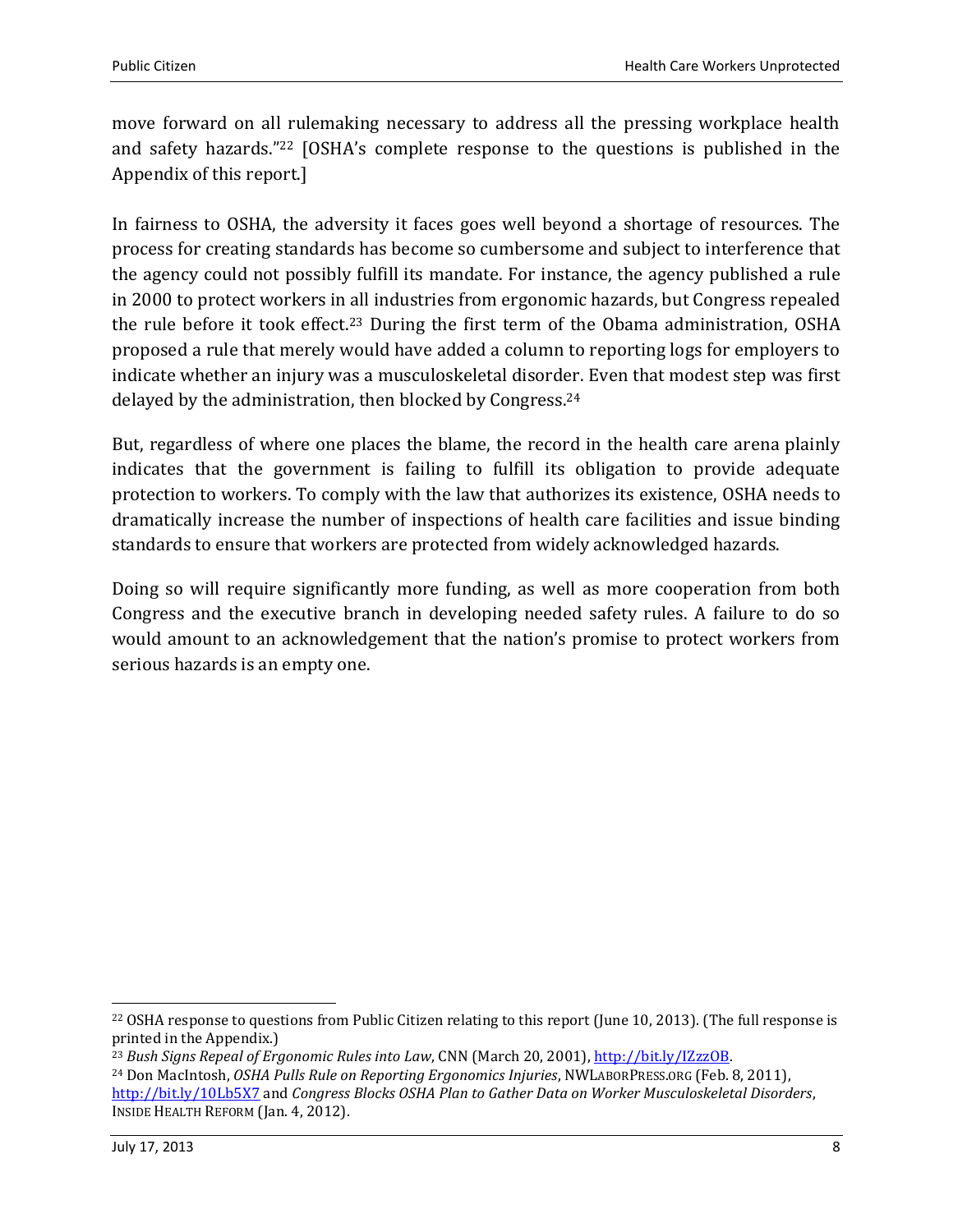move forward on all rulemaking necessary to address all the pressing workplace health and safety hazards."[22] [OSHA's complete response to the questions is published in the Appendix of this report.]

In fairness to OSHA, the adversity it faces goes well beyond a shortage of resources. The process for creating standards has become so cumbersome and subject to interference that the agency could not possibly fulfill its mandate. For instance, the agency published a rule in 2000 to protect workers in all industries from ergonomic hazards, but Congress repealed the rule before it took effect.[23] During the first term of the Obama administration, OSHA proposed a rule that merely would have added a column to reporting logs for employers to indicate whether an injury was a musculoskeletal disorder. Even that modest step was first delayed by the administration, then blocked by Congress.[24]

But, regardless of where one places the blame, the record in the health care arena plainly indicates that the government is failing to fulfill its obligation to provide adequate protection to workers. To comply with the law that authorizes its existence, OSHA needs to dramatically increase the number of inspections of health care facilities and issue binding standards to ensure that workers are protected from widely acknowledged hazards.

Doing so will require significantly more funding, as well as more cooperation from both Congress and the executive branch in developing needed safety rules. A failure to do so would amount to an acknowledgement that the nation's promise to protect workers from serious hazards is an empty one.

---

[22] OSHA response to questions from Public Citizen relating to this report (June 10, 2013). (The full response is printed in the Appendix.)

[23] *Bush Signs Repeal of Ergonomic Rules into Law*, CNN (March 20, 2001), http://bit.ly/IZzzOB.

[24] Don MacIntosh, *OSHA Pulls Rule on Reporting Ergonomics Injuries*, NWLaborPress.org (Feb. 8, 2011), http://bit.ly/10Lb5X7 and *Congress Blocks OSHA Plan to Gather Data on Worker Musculoskeletal Disorders*, Inside Health Reform (Jan. 4, 2012).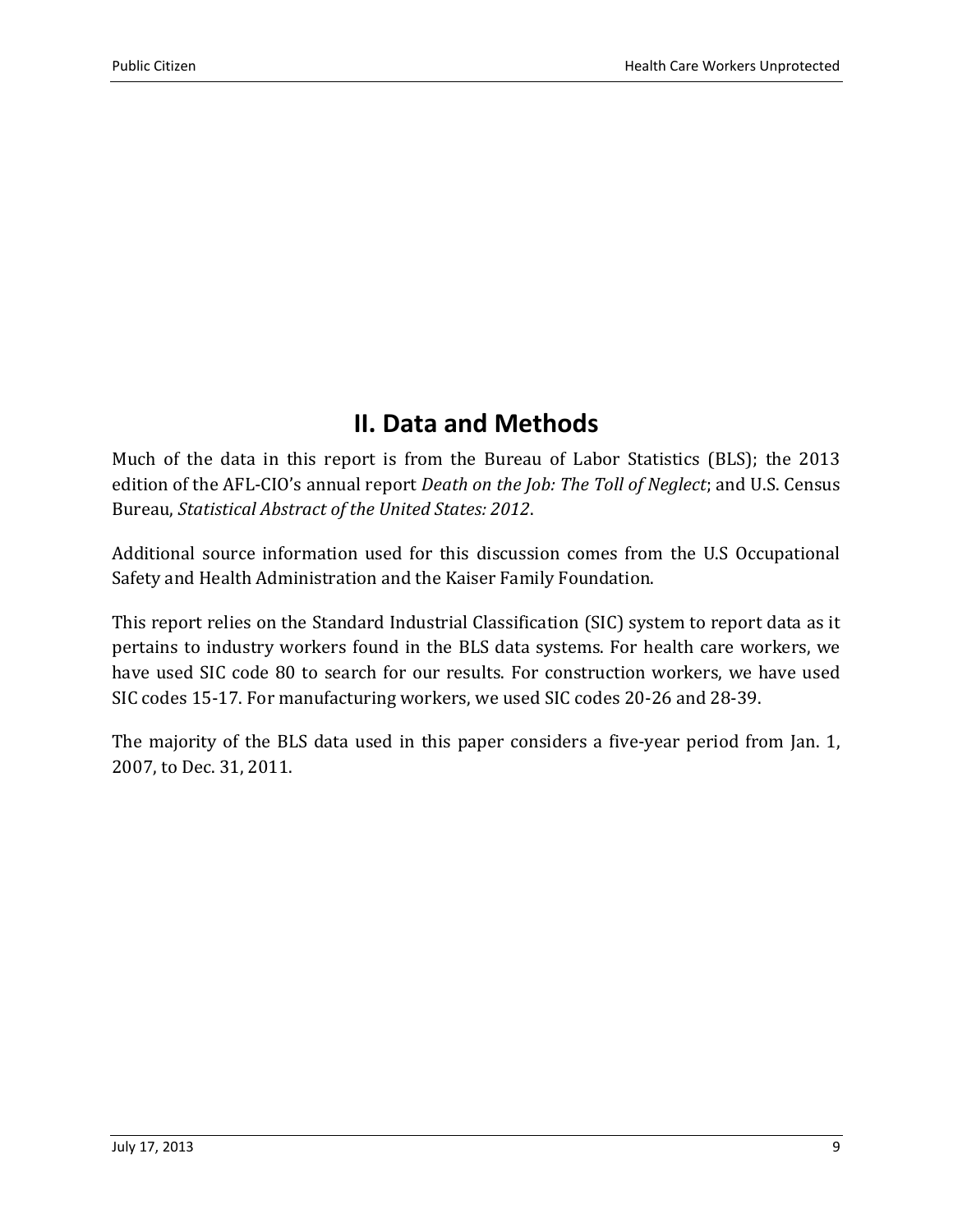## II. Data and Methods

Much of the data in this report is from the Bureau of Labor Statistics (BLS); the 2013 edition of the AFL-CIO's annual report *Death on the Job: The Toll of Neglect*; and U.S. Census Bureau, *Statistical Abstract of the United States: 2012*.

Additional source information used for this discussion comes from the U.S Occupational Safety and Health Administration and the Kaiser Family Foundation.

This report relies on the Standard Industrial Classification (SIC) system to report data as it pertains to industry workers found in the BLS data systems. For health care workers, we have used SIC code 80 to search for our results. For construction workers, we have used SIC codes 15-17. For manufacturing workers, we used SIC codes 20-26 and 28-39.

The majority of the BLS data used in this paper considers a five-year period from Jan. 1, 2007, to Dec. 31, 2011.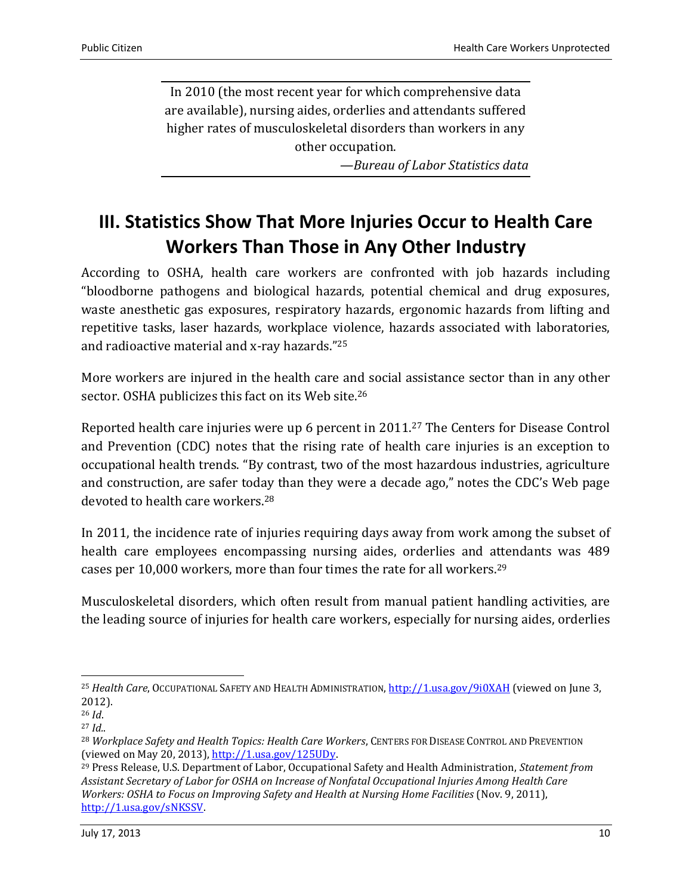> In 2010 (the most recent year for which comprehensive data are available), nursing aides, orderlies and attendants suffered higher rates of musculoskeletal disorders than workers in any other occupation.
>
> —*Bureau of Labor Statistics data*

## III. Statistics Show That More Injuries Occur to Health Care Workers Than Those in Any Other Industry

According to OSHA, health care workers are confronted with job hazards including "bloodborne pathogens and biological hazards, potential chemical and drug exposures, waste anesthetic gas exposures, respiratory hazards, ergonomic hazards from lifting and repetitive tasks, laser hazards, workplace violence, hazards associated with laboratories, and radioactive material and x-ray hazards."[25]

More workers are injured in the health care and social assistance sector than in any other sector. OSHA publicizes this fact on its Web site.[26]

Reported health care injuries were up 6 percent in 2011.[27] The Centers for Disease Control and Prevention (CDC) notes that the rising rate of health care injuries is an exception to occupational health trends. "By contrast, two of the most hazardous industries, agriculture and construction, are safer today than they were a decade ago," notes the CDC's Web page devoted to health care workers.[28]

In 2011, the incidence rate of injuries requiring days away from work among the subset of health care employees encompassing nursing aides, orderlies and attendants was 489 cases per 10,000 workers, more than four times the rate for all workers.[29]

Musculoskeletal disorders, which often result from manual patient handling activities, are the leading source of injuries for health care workers, especially for nursing aides, orderlies

---

[25] *Health Care*, OCCUPATIONAL SAFETY AND HEALTH ADMINISTRATION, http://1.usa.gov/9i0XAH (viewed on June 3, 2012).

[26] *Id*.

[27] *Id*..

[28] *Workplace Safety and Health Topics: Health Care Workers*, CENTERS FOR DISEASE CONTROL AND PREVENTION (viewed on May 20, 2013), http://1.usa.gov/125UDy.

[29] Press Release, U.S. Department of Labor, Occupational Safety and Health Administration, *Statement from Assistant Secretary of Labor for OSHA on Increase of Nonfatal Occupational Injuries Among Health Care Workers: OSHA to Focus on Improving Safety and Health at Nursing Home Facilities* (Nov. 9, 2011), http://1.usa.gov/sNKSSV.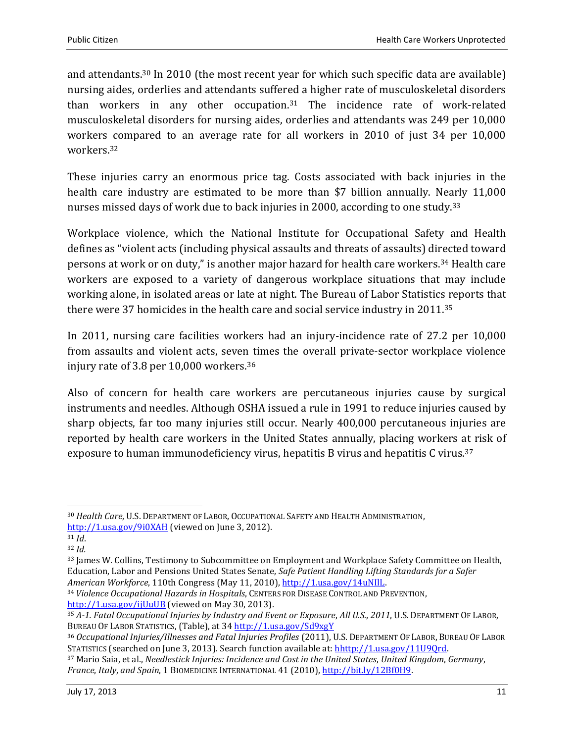and attendants.[30] In 2010 (the most recent year for which such specific data are available) nursing aides, orderlies and attendants suffered a higher rate of musculoskeletal disorders than workers in any other occupation.[31] The incidence rate of work-related musculoskeletal disorders for nursing aides, orderlies and attendants was 249 per 10,000 workers compared to an average rate for all workers in 2010 of just 34 per 10,000 workers.[32]

These injuries carry an enormous price tag. Costs associated with back injuries in the health care industry are estimated to be more than $7 billion annually. Nearly 11,000 nurses missed days of work due to back injuries in 2000, according to one study.[33]

Workplace violence, which the National Institute for Occupational Safety and Health defines as "violent acts (including physical assaults and threats of assaults) directed toward persons at work or on duty," is another major hazard for health care workers.[34] Health care workers are exposed to a variety of dangerous workplace situations that may include working alone, in isolated areas or late at night. The Bureau of Labor Statistics reports that there were 37 homicides in the health care and social service industry in 2011.[35]

In 2011, nursing care facilities workers had an injury-incidence rate of 27.2 per 10,000 from assaults and violent acts, seven times the overall private-sector workplace violence injury rate of 3.8 per 10,000 workers.[36]

Also of concern for health care workers are percutaneous injuries cause by surgical instruments and needles. Although OSHA issued a rule in 1991 to reduce injuries caused by sharp objects, far too many injuries still occur. Nearly 400,000 percutaneous injuries are reported by health care workers in the United States annually, placing workers at risk of exposure to human immunodeficiency virus, hepatitis B virus and hepatitis C virus.[37]

---

[30] *Health Care*, U.S. Department of Labor, Occupational Safety and Health Administration, http://1.usa.gov/9i0XAH (viewed on June 3, 2012).

[31] *Id*.

[32] *Id.*

[33] James W. Collins, Testimony to Subcommittee on Employment and Workplace Safety Committee on Health, Education, Labor and Pensions United States Senate, *Safe Patient Handling Lifting Standards for a Safer American Workforce*, 110th Congress (May 11, 2010), http://1.usa.gov/14uNIlL.

[34] *Violence Occupational Hazards in Hospitals*, Centers for Disease Control and Prevention, http://1.usa.gov/ijUuUB (viewed on May 30, 2013).

[35] *A-1. Fatal Occupational Injuries by Industry and Event or Exposure*, *All U.S., 2011*, U.S. Department Of Labor, Bureau Of Labor Statistics, (Table), at 34 http://1.usa.gov/Sd9xgY

[36] *Occupational Injuries/Illnesses and Fatal Injuries Profiles* (2011), U.S. Department Of Labor, Bureau Of Labor Statistics (searched on June 3, 2013). Search function available at: hhttp://1.usa.gov/11U9Qrd.

[37] Mario Saia, et al., *Needlestick Injuries: Incidence and Cost in the United States*, *United Kingdom*, *Germany*, *France*, *Italy*, *and Spain*, 1 Biomedicine International 41 (2010), http://bit.ly/12Bf0H9.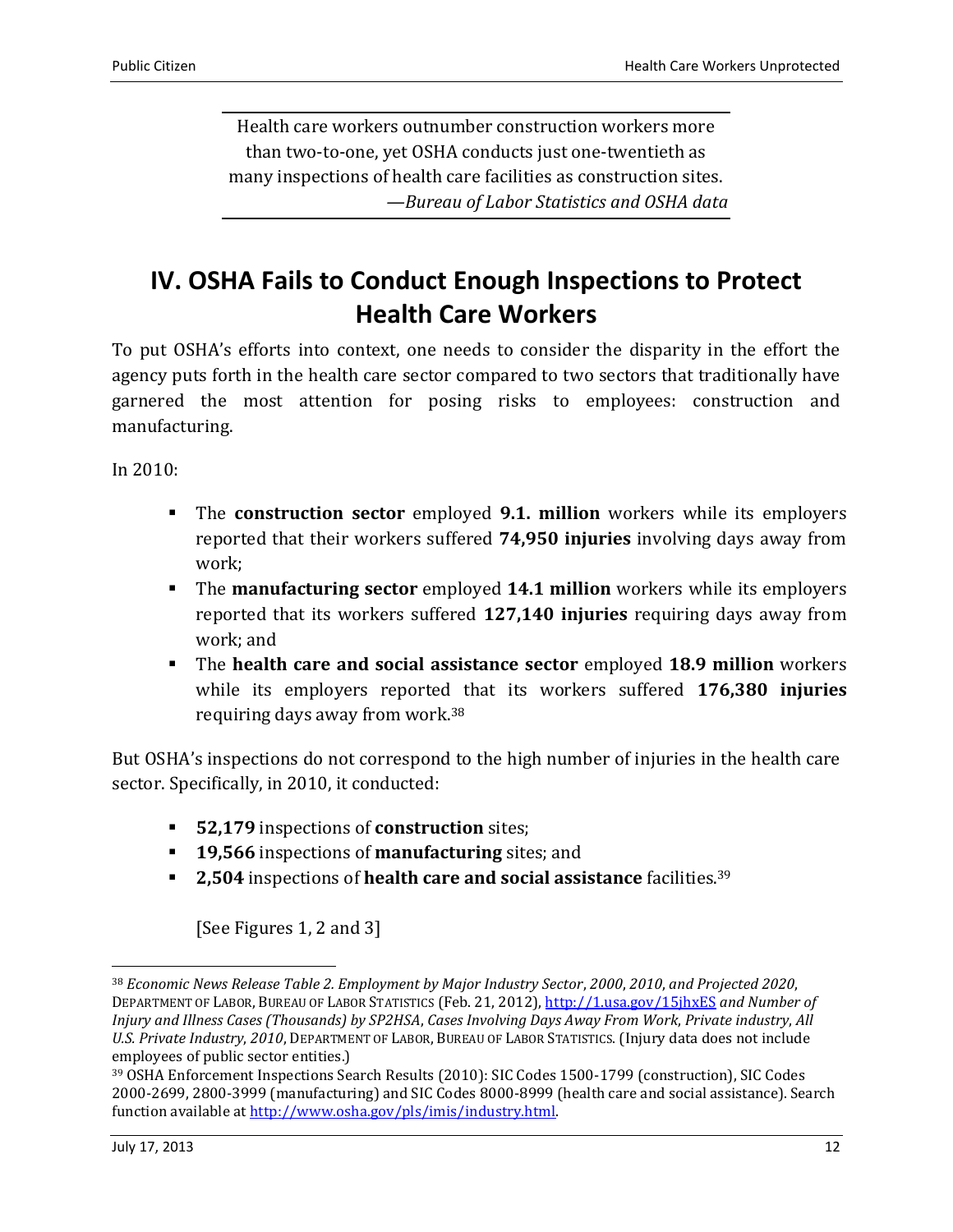> Health care workers outnumber construction workers more than two-to-one, yet OSHA conducts just one-twentieth as many inspections of health care facilities as construction sites.
> —*Bureau of Labor Statistics and OSHA data*

# IV. OSHA Fails to Conduct Enough Inspections to Protect Health Care Workers

To put OSHA's efforts into context, one needs to consider the disparity in the effort the agency puts forth in the health care sector compared to two sectors that traditionally have garnered the most attention for posing risks to employees: construction and manufacturing.

In 2010:

- The **construction sector** employed **9.1. million** workers while its employers reported that their workers suffered **74,950 injuries** involving days away from work;
- The **manufacturing sector** employed **14.1 million** workers while its employers reported that its workers suffered **127,140 injuries** requiring days away from work; and
- The **health care and social assistance sector** employed **18.9 million** workers while its employers reported that its workers suffered **176,380 injuries** requiring days away from work.[38]

But OSHA's inspections do not correspond to the high number of injuries in the health care sector. Specifically, in 2010, it conducted:

- **52,179** inspections of **construction** sites;
- **19,566** inspections of **manufacturing** sites; and
- **2,504** inspections of **health care and social assistance** facilities.[39]

[See Figures 1, 2 and 3]

---

[38] *Economic News Release Table 2. Employment by Major Industry Sector, 2000, 2010, and Projected 2020*, DEPARTMENT OF LABOR, BUREAU OF LABOR STATISTICS (Feb. 21, 2012), http://1.usa.gov/15jhxES *and Number of Injury and Illness Cases (Thousands) by SP2HSA, Cases Involving Days Away From Work, Private industry, All U.S. Private Industry, 2010*, DEPARTMENT OF LABOR, BUREAU OF LABOR STATISTICS. (Injury data does not include employees of public sector entities.)

[39] OSHA Enforcement Inspections Search Results (2010): SIC Codes 1500-1799 (construction), SIC Codes 2000-2699, 2800-3999 (manufacturing) and SIC Codes 8000-8999 (health care and social assistance). Search function available at http://www.osha.gov/pls/imis/industry.html.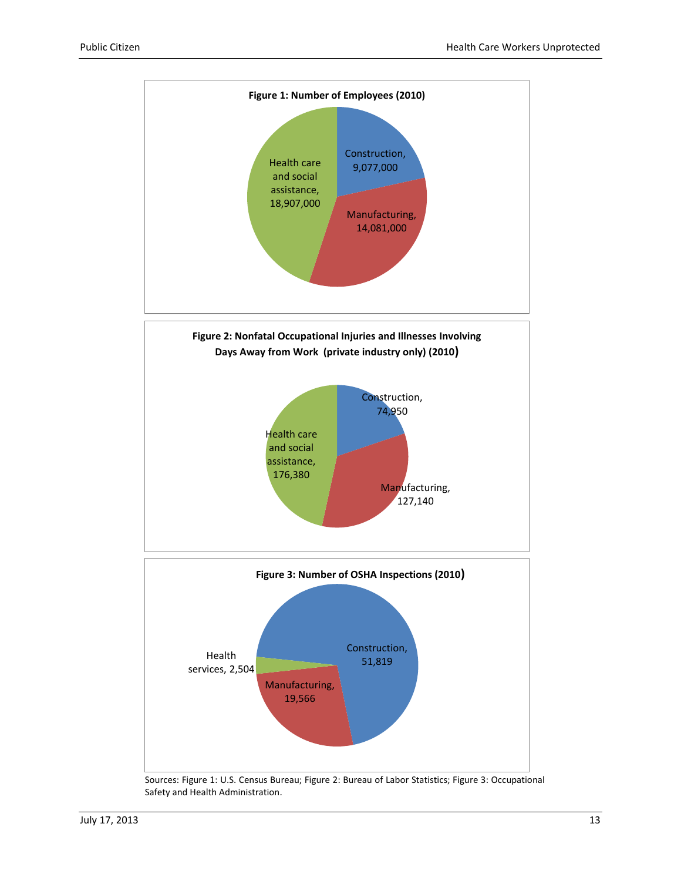**Figure 1: Number of Employees (2010)**

Construction, 9,077,000

Manufacturing, 14,081,000

Health care and social assistance, 18,907,000

**Figure 2: Nonfatal Occupational Injuries and Illnesses Involving Days Away from Work (private industry only) (2010)**

Construction, 74,950

Manufacturing, 127,140

Health care and social assistance, 176,380

**Figure 3: Number of OSHA Inspections (2010)**

Construction, 51,819

Manufacturing, 19,566

Health services, 2,504

Sources: Figure 1: U.S. Census Bureau; Figure 2: Bureau of Labor Statistics; Figure 3: Occupational Safety and Health Administration.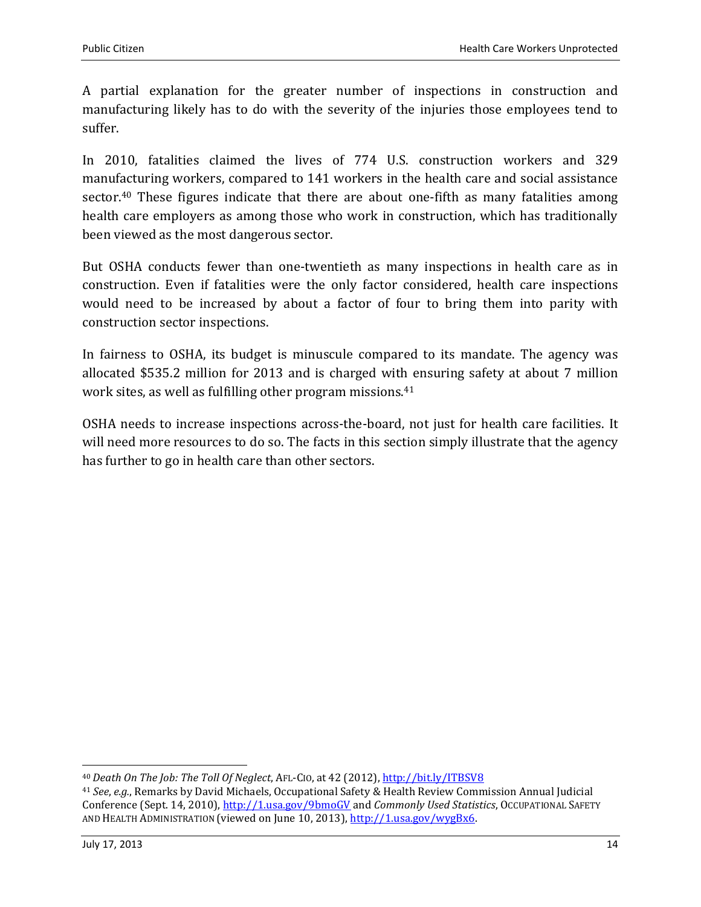A partial explanation for the greater number of inspections in construction and manufacturing likely has to do with the severity of the injuries those employees tend to suffer.

In 2010, fatalities claimed the lives of 774 U.S. construction workers and 329 manufacturing workers, compared to 141 workers in the health care and social assistance sector.[40] These figures indicate that there are about one-fifth as many fatalities among health care employers as among those who work in construction, which has traditionally been viewed as the most dangerous sector.

But OSHA conducts fewer than one-twentieth as many inspections in health care as in construction. Even if fatalities were the only factor considered, health care inspections would need to be increased by about a factor of four to bring them into parity with construction sector inspections.

In fairness to OSHA, its budget is minuscule compared to its mandate. The agency was allocated $535.2 million for 2013 and is charged with ensuring safety at about 7 million work sites, as well as fulfilling other program missions.[41]

OSHA needs to increase inspections across-the-board, not just for health care facilities. It will need more resources to do so. The facts in this section simply illustrate that the agency has further to go in health care than other sectors.

---

[40] *Death On The Job: The Toll Of Neglect*, AFL-CIO, at 42 (2012), http://bit.ly/ITBSV8

[41] *See*, *e.g.*, Remarks by David Michaels, Occupational Safety & Health Review Commission Annual Judicial Conference (Sept. 14, 2010), http://1.usa.gov/9bmoGV and *Commonly Used Statistics*, OCCUPATIONAL SAFETY AND HEALTH ADMINISTRATION (viewed on June 10, 2013), http://1.usa.gov/wygBx6.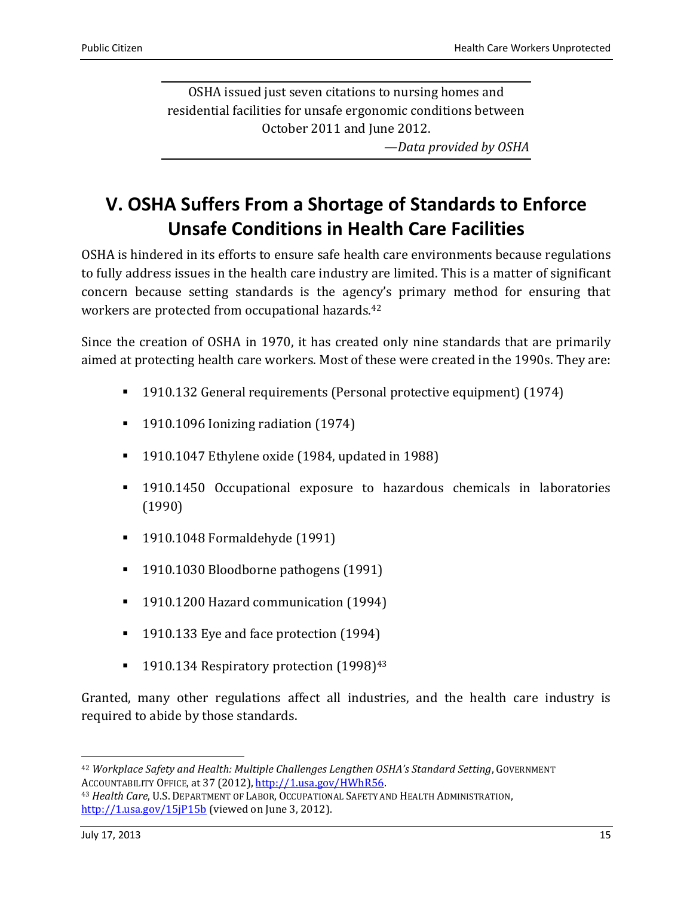OSHA issued just seven citations to nursing homes and residential facilities for unsafe ergonomic conditions between October 2011 and June 2012.

—*Data provided by OSHA*

# V. OSHA Suffers From a Shortage of Standards to Enforce Unsafe Conditions in Health Care Facilities

OSHA is hindered in its efforts to ensure safe health care environments because regulations to fully address issues in the health care industry are limited. This is a matter of significant concern because setting standards is the agency's primary method for ensuring that workers are protected from occupational hazards.[42]

Since the creation of OSHA in 1970, it has created only nine standards that are primarily aimed at protecting health care workers. Most of these were created in the 1990s. They are:

- 1910.132 General requirements (Personal protective equipment) (1974)
- 1910.1096 Ionizing radiation (1974)
- 1910.1047 Ethylene oxide (1984, updated in 1988)
- 1910.1450 Occupational exposure to hazardous chemicals in laboratories (1990)
- 1910.1048 Formaldehyde (1991)
- 1910.1030 Bloodborne pathogens (1991)
- 1910.1200 Hazard communication (1994)
- 1910.133 Eye and face protection (1994)
- 1910.134 Respiratory protection (1998)[43]

Granted, many other regulations affect all industries, and the health care industry is required to abide by those standards.

---

[42] *Workplace Safety and Health: Multiple Challenges Lengthen OSHA's Standard Setting*, GOVERNMENT ACCOUNTABILITY OFFICE, at 37 (2012), http://1.usa.gov/HWhR56.

[43] *Health Care*, U.S. DEPARTMENT OF LABOR, OCCUPATIONAL SAFETY AND HEALTH ADMINISTRATION, http://1.usa.gov/15jP15b (viewed on June 3, 2012).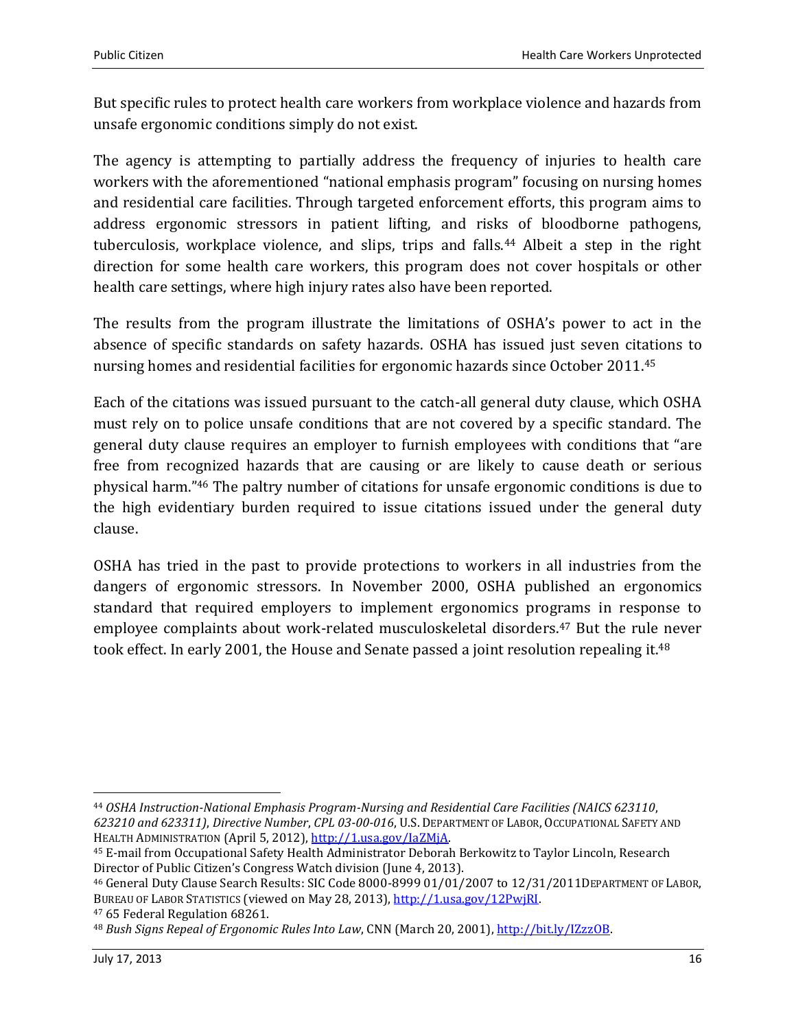But specific rules to protect health care workers from workplace violence and hazards from unsafe ergonomic conditions simply do not exist.

The agency is attempting to partially address the frequency of injuries to health care workers with the aforementioned "national emphasis program" focusing on nursing homes and residential care facilities. Through targeted enforcement efforts, this program aims to address ergonomic stressors in patient lifting, and risks of bloodborne pathogens, tuberculosis, workplace violence, and slips, trips and falls.[44] Albeit a step in the right direction for some health care workers, this program does not cover hospitals or other health care settings, where high injury rates also have been reported.

The results from the program illustrate the limitations of OSHA's power to act in the absence of specific standards on safety hazards. OSHA has issued just seven citations to nursing homes and residential facilities for ergonomic hazards since October 2011.[45]

Each of the citations was issued pursuant to the catch-all general duty clause, which OSHA must rely on to police unsafe conditions that are not covered by a specific standard. The general duty clause requires an employer to furnish employees with conditions that "are free from recognized hazards that are causing or are likely to cause death or serious physical harm."[46] The paltry number of citations for unsafe ergonomic conditions is due to the high evidentiary burden required to issue citations issued under the general duty clause.

OSHA has tried in the past to provide protections to workers in all industries from the dangers of ergonomic stressors. In November 2000, OSHA published an ergonomics standard that required employers to implement ergonomics programs in response to employee complaints about work-related musculoskeletal disorders.[47] But the rule never took effect. In early 2001, the House and Senate passed a joint resolution repealing it.[48]

---

[44] *OSHA Instruction-National Emphasis Program-Nursing and Residential Care Facilities (NAICS 623110, 623210 and 623311)*, *Directive Number*, *CPL 03-00-016*, U.S. DEPARTMENT OF LABOR, OCCUPATIONAL SAFETY AND HEALTH ADMINISTRATION (April 5, 2012), http://1.usa.gov/IaZMjA.

[45] E-mail from Occupational Safety Health Administrator Deborah Berkowitz to Taylor Lincoln, Research Director of Public Citizen's Congress Watch division (June 4, 2013).

[46] General Duty Clause Search Results: SIC Code 8000-8999 01/01/2007 to 12/31/2011DEPARTMENT OF LABOR, BUREAU OF LABOR STATISTICS (viewed on May 28, 2013), http://1.usa.gov/12PwjRI.

[47] 65 Federal Regulation 68261.

[48] *Bush Signs Repeal of Ergonomic Rules Into Law*, CNN (March 20, 2001), http://bit.ly/IZzzOB.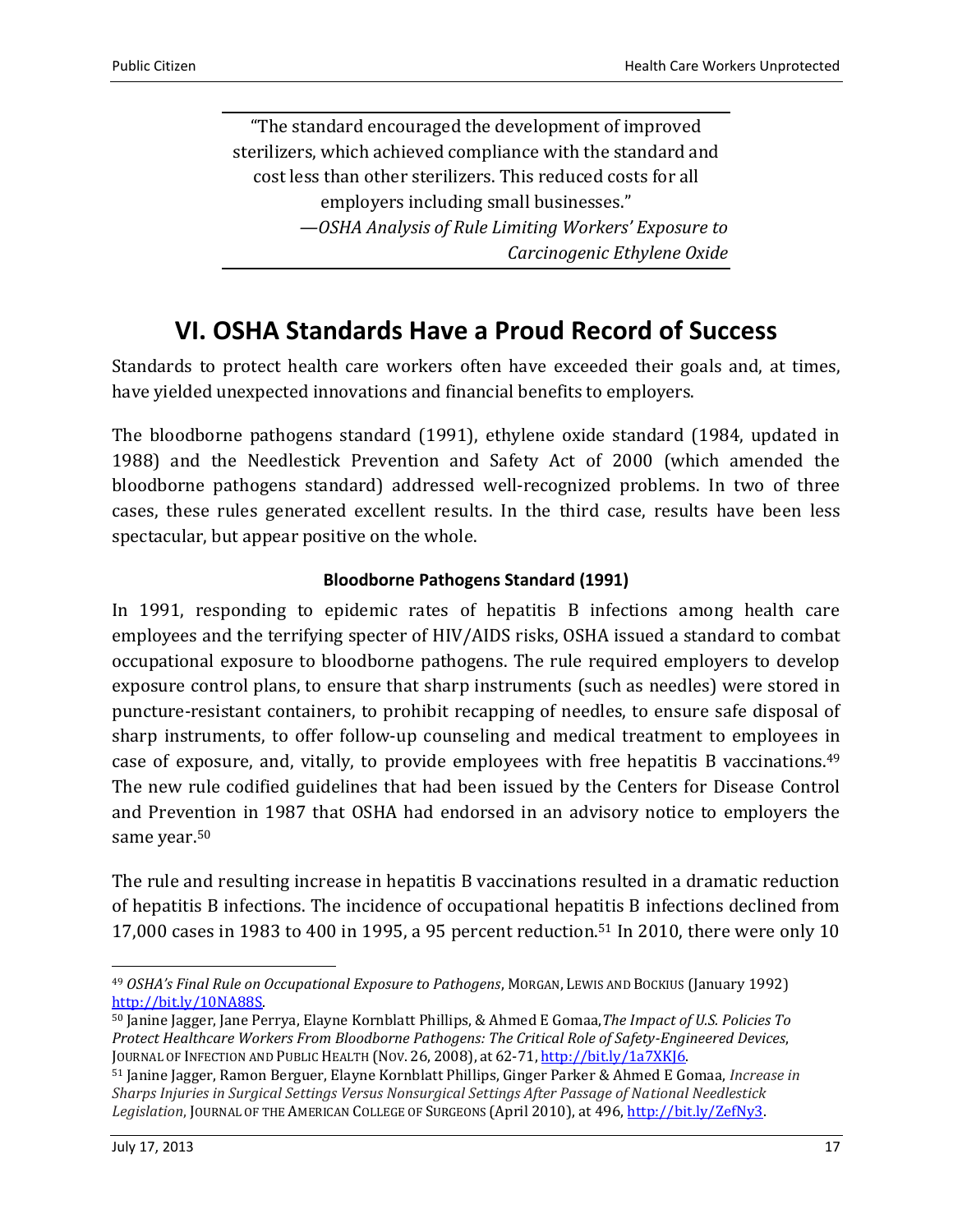> "The standard encouraged the development of improved sterilizers, which achieved compliance with the standard and cost less than other sterilizers. This reduced costs for all employers including small businesses."
>
> —*OSHA Analysis of Rule Limiting Workers' Exposure to Carcinogenic Ethylene Oxide*

# VI. OSHA Standards Have a Proud Record of Success

Standards to protect health care workers often have exceeded their goals and, at times, have yielded unexpected innovations and financial benefits to employers.

The bloodborne pathogens standard (1991), ethylene oxide standard (1984, updated in 1988) and the Needlestick Prevention and Safety Act of 2000 (which amended the bloodborne pathogens standard) addressed well-recognized problems. In two of three cases, these rules generated excellent results. In the third case, results have been less spectacular, but appear positive on the whole.

### Bloodborne Pathogens Standard (1991)

In 1991, responding to epidemic rates of hepatitis B infections among health care employees and the terrifying specter of HIV/AIDS risks, OSHA issued a standard to combat occupational exposure to bloodborne pathogens. The rule required employers to develop exposure control plans, to ensure that sharp instruments (such as needles) were stored in puncture-resistant containers, to prohibit recapping of needles, to ensure safe disposal of sharp instruments, to offer follow-up counseling and medical treatment to employees in case of exposure, and, vitally, to provide employees with free hepatitis B vaccinations.[49] The new rule codified guidelines that had been issued by the Centers for Disease Control and Prevention in 1987 that OSHA had endorsed in an advisory notice to employers the same year.[50]

The rule and resulting increase in hepatitis B vaccinations resulted in a dramatic reduction of hepatitis B infections. The incidence of occupational hepatitis B infections declined from 17,000 cases in 1983 to 400 in 1995, a 95 percent reduction.[51] In 2010, there were only 10

---

[49] *OSHA's Final Rule on Occupational Exposure to Pathogens*, MORGAN, LEWIS AND BOCKIUS (January 1992) http://bit.ly/10NA88S.

[50] Janine Jagger, Jane Perrya, Elayne Kornblatt Phillips, & Ahmed E Gomaa, *The Impact of U.S. Policies To Protect Healthcare Workers From Bloodborne Pathogens: The Critical Role of Safety-Engineered Devices*, JOURNAL OF INFECTION AND PUBLIC HEALTH (NOV. 26, 2008), at 62-71, http://bit.ly/1a7XKJ6.

[51] Janine Jagger, Ramon Berguer, Elayne Kornblatt Phillips, Ginger Parker & Ahmed E Gomaa, *Increase in Sharps Injuries in Surgical Settings Versus Nonsurgical Settings After Passage of National Needlestick Legislation*, JOURNAL OF THE AMERICAN COLLEGE OF SURGEONS (April 2010), at 496, http://bit.ly/ZefNy3.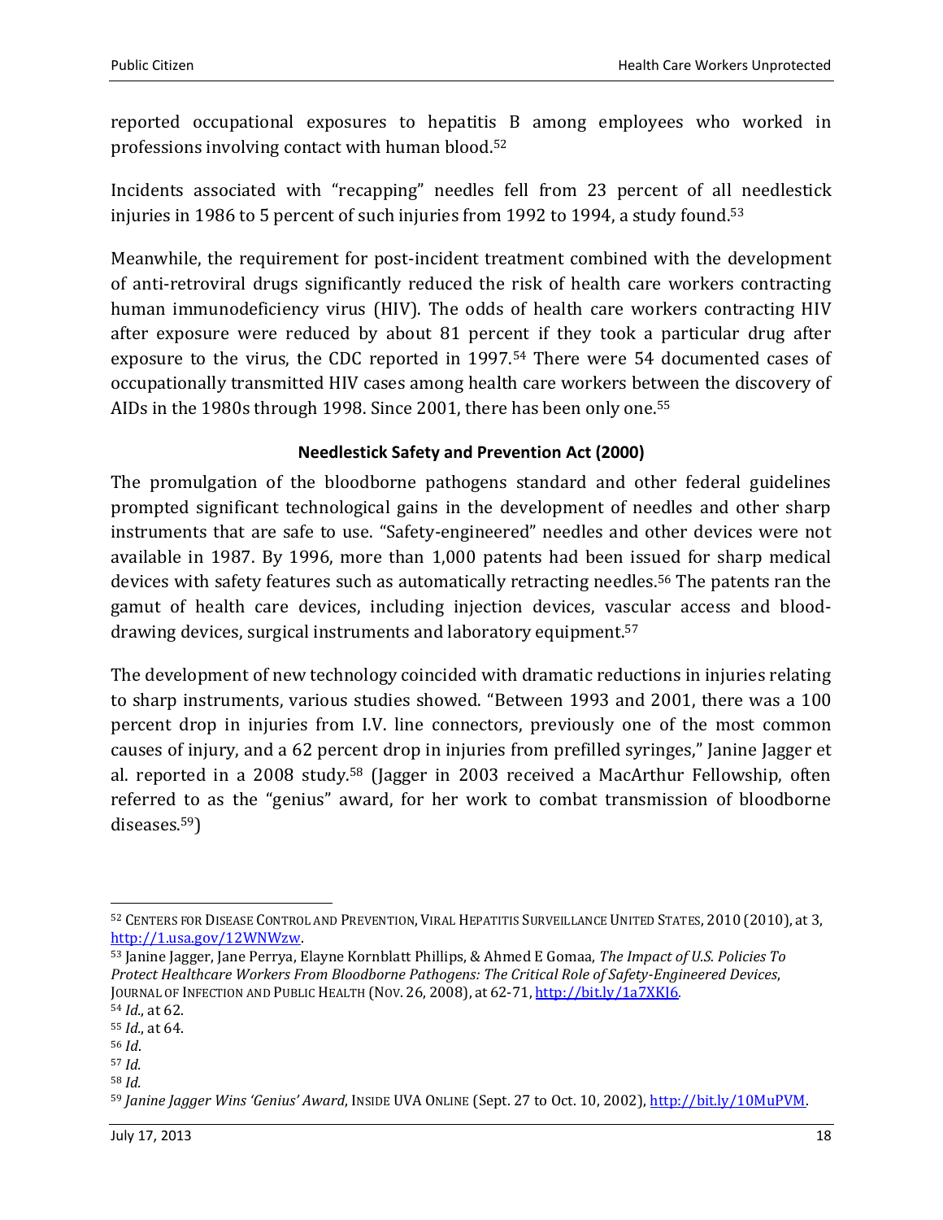reported occupational exposures to hepatitis B among employees who worked in professions involving contact with human blood.[52]

Incidents associated with "recapping" needles fell from 23 percent of all needlestick injuries in 1986 to 5 percent of such injuries from 1992 to 1994, a study found.[53]

Meanwhile, the requirement for post-incident treatment combined with the development of anti-retroviral drugs significantly reduced the risk of health care workers contracting human immunodeficiency virus (HIV). The odds of health care workers contracting HIV after exposure were reduced by about 81 percent if they took a particular drug after exposure to the virus, the CDC reported in 1997.[54] There were 54 documented cases of occupationally transmitted HIV cases among health care workers between the discovery of AIDs in the 1980s through 1998. Since 2001, there has been only one.[55]

### Needlestick Safety and Prevention Act (2000)

The promulgation of the bloodborne pathogens standard and other federal guidelines prompted significant technological gains in the development of needles and other sharp instruments that are safe to use. "Safety-engineered" needles and other devices were not available in 1987. By 1996, more than 1,000 patents had been issued for sharp medical devices with safety features such as automatically retracting needles.[56] The patents ran the gamut of health care devices, including injection devices, vascular access and blood-drawing devices, surgical instruments and laboratory equipment.[57]

The development of new technology coincided with dramatic reductions in injuries relating to sharp instruments, various studies showed. "Between 1993 and 2001, there was a 100 percent drop in injuries from I.V. line connectors, previously one of the most common causes of injury, and a 62 percent drop in injuries from prefilled syringes," Janine Jagger et al. reported in a 2008 study.[58] (Jagger in 2003 received a MacArthur Fellowship, often referred to as the "genius" award, for her work to combat transmission of bloodborne diseases.[59])

---

[52] CENTERS FOR DISEASE CONTROL AND PREVENTION, VIRAL HEPATITIS SURVEILLANCE UNITED STATES, 2010 (2010), at 3, http://1.usa.gov/12WNWzw.

[53] Janine Jagger, Jane Perrya, Elayne Kornblatt Phillips, & Ahmed E Gomaa, *The Impact of U.S. Policies To Protect Healthcare Workers From Bloodborne Pathogens: The Critical Role of Safety-Engineered Devices*, JOURNAL OF INFECTION AND PUBLIC HEALTH (NOV. 26, 2008), at 62-71, http://bit.ly/1a7XKJ6.

[54] *Id.*, at 62.

[55] *Id.*, at 64.

[56] *Id*.

[57] *Id.*

[58] *Id.*

[59] *Janine Jagger Wins 'Genius' Award*, INSIDE UVA ONLINE (Sept. 27 to Oct. 10, 2002), http://bit.ly/10MuPVM.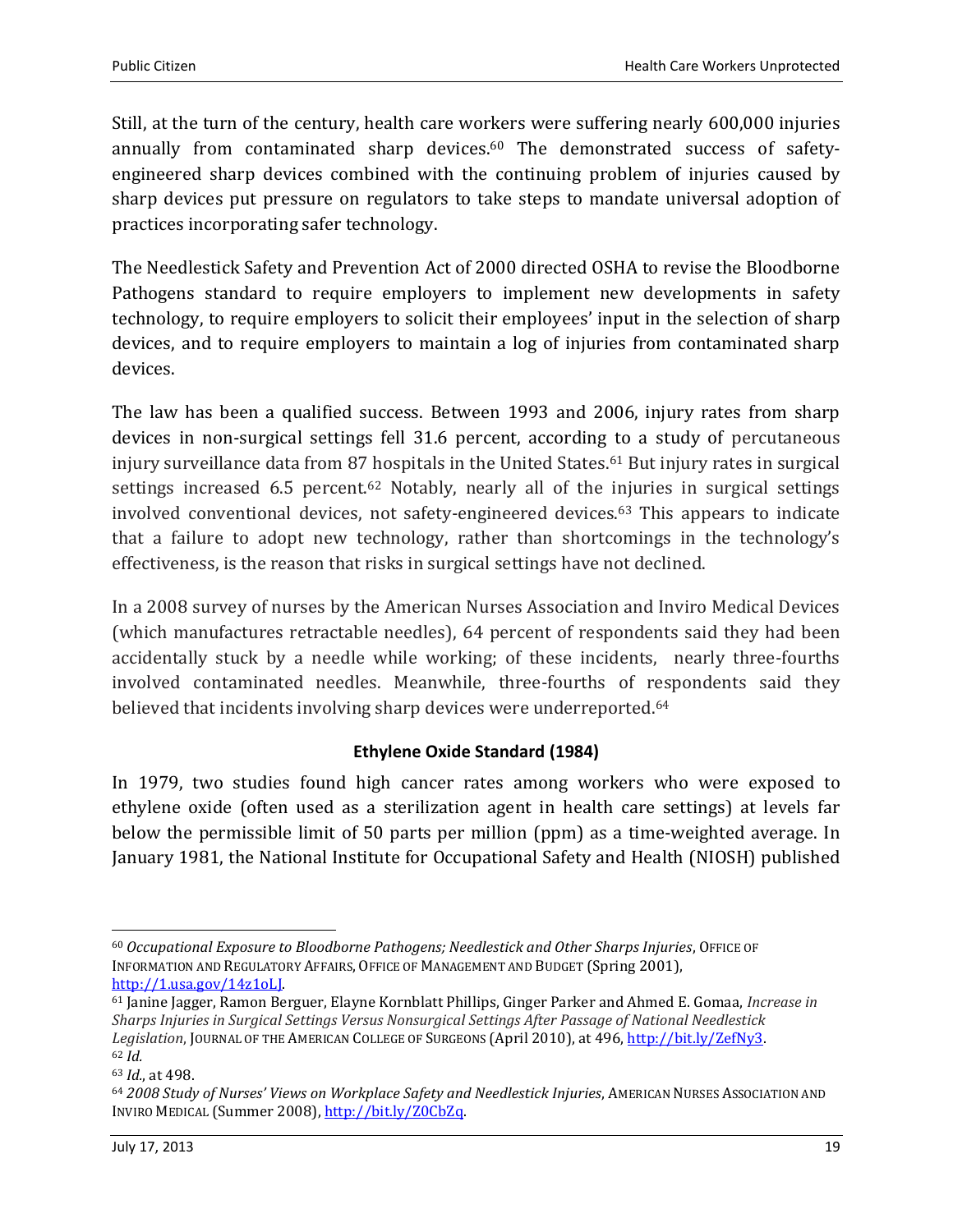Still, at the turn of the century, health care workers were suffering nearly 600,000 injuries annually from contaminated sharp devices.[60] The demonstrated success of safety-engineered sharp devices combined with the continuing problem of injuries caused by sharp devices put pressure on regulators to take steps to mandate universal adoption of practices incorporating safer technology.

The Needlestick Safety and Prevention Act of 2000 directed OSHA to revise the Bloodborne Pathogens standard to require employers to implement new developments in safety technology, to require employers to solicit their employees' input in the selection of sharp devices, and to require employers to maintain a log of injuries from contaminated sharp devices.

The law has been a qualified success. Between 1993 and 2006, injury rates from sharp devices in non-surgical settings fell 31.6 percent, according to a study of percutaneous injury surveillance data from 87 hospitals in the United States.[61] But injury rates in surgical settings increased 6.5 percent.[62] Notably, nearly all of the injuries in surgical settings involved conventional devices, not safety-engineered devices.[63] This appears to indicate that a failure to adopt new technology, rather than shortcomings in the technology's effectiveness, is the reason that risks in surgical settings have not declined.

In a 2008 survey of nurses by the American Nurses Association and Inviro Medical Devices (which manufactures retractable needles), 64 percent of respondents said they had been accidentally stuck by a needle while working; of these incidents, nearly three-fourths involved contaminated needles. Meanwhile, three-fourths of respondents said they believed that incidents involving sharp devices were underreported.[64]

### Ethylene Oxide Standard (1984)

In 1979, two studies found high cancer rates among workers who were exposed to ethylene oxide (often used as a sterilization agent in health care settings) at levels far below the permissible limit of 50 parts per million (ppm) as a time-weighted average. In January 1981, the National Institute for Occupational Safety and Health (NIOSH) published

---

[60] *Occupational Exposure to Bloodborne Pathogens; Needlestick and Other Sharps Injuries*, Office of Information and Regulatory Affairs, Office of Management and Budget (Spring 2001), http://1.usa.gov/14z1oLJ.

[61] Janine Jagger, Ramon Berguer, Elayne Kornblatt Phillips, Ginger Parker and Ahmed E. Gomaa, *Increase in Sharps Injuries in Surgical Settings Versus Nonsurgical Settings After Passage of National Needlestick Legislation*, Journal of the American College of Surgeons (April 2010), at 496, http://bit.ly/ZefNy3.

[62] *Id.*

[63] *Id.*, at 498.

[64] *2008 Study of Nurses' Views on Workplace Safety and Needlestick Injuries*, American Nurses Association and Inviro Medical (Summer 2008), http://bit.ly/Z0CbZq.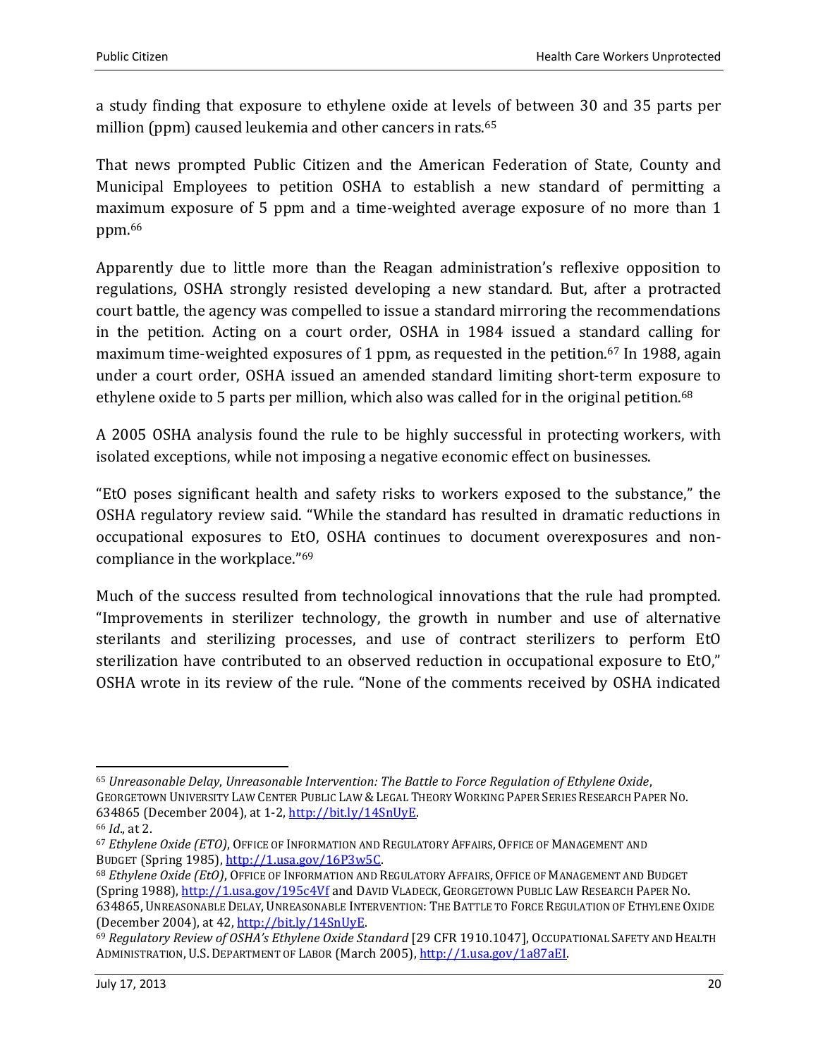a study finding that exposure to ethylene oxide at levels of between 30 and 35 parts per million (ppm) caused leukemia and other cancers in rats.[65]

That news prompted Public Citizen and the American Federation of State, County and Municipal Employees to petition OSHA to establish a new standard of permitting a maximum exposure of 5 ppm and a time-weighted average exposure of no more than 1 ppm.[66]

Apparently due to little more than the Reagan administration's reflexive opposition to regulations, OSHA strongly resisted developing a new standard. But, after a protracted court battle, the agency was compelled to issue a standard mirroring the recommendations in the petition. Acting on a court order, OSHA in 1984 issued a standard calling for maximum time-weighted exposures of 1 ppm, as requested in the petition.[67] In 1988, again under a court order, OSHA issued an amended standard limiting short-term exposure to ethylene oxide to 5 parts per million, which also was called for in the original petition.[68]

A 2005 OSHA analysis found the rule to be highly successful in protecting workers, with isolated exceptions, while not imposing a negative economic effect on businesses.

"EtO poses significant health and safety risks to workers exposed to the substance," the OSHA regulatory review said. "While the standard has resulted in dramatic reductions in occupational exposures to EtO, OSHA continues to document overexposures and non-compliance in the workplace."[69]

Much of the success resulted from technological innovations that the rule had prompted. "Improvements in sterilizer technology, the growth in number and use of alternative sterilants and sterilizing processes, and use of contract sterilizers to perform EtO sterilization have contributed to an observed reduction in occupational exposure to EtO," OSHA wrote in its review of the rule. "None of the comments received by OSHA indicated

---

[65] *Unreasonable Delay, Unreasonable Intervention: The Battle to Force Regulation of Ethylene Oxide*, GEORGETOWN UNIVERSITY LAW CENTER PUBLIC LAW & LEGAL THEORY WORKING PAPER SERIES RESEARCH PAPER NO. 634865 (December 2004), at 1-2, http://bit.ly/14SnUyE.

[66] *Id.*, at 2.

[67] *Ethylene Oxide (ETO)*, OFFICE OF INFORMATION AND REGULATORY AFFAIRS, OFFICE OF MANAGEMENT AND BUDGET (Spring 1985), http://1.usa.gov/16P3w5C.

[68] *Ethylene Oxide (EtO)*, OFFICE OF INFORMATION AND REGULATORY AFFAIRS, OFFICE OF MANAGEMENT AND BUDGET (Spring 1988), http://1.usa.gov/195c4Vf and DAVID VLADECK, GEORGETOWN PUBLIC LAW RESEARCH PAPER NO. 634865, UNREASONABLE DELAY, UNREASONABLE INTERVENTION: THE BATTLE TO FORCE REGULATION OF ETHYLENE OXIDE (December 2004), at 42, http://bit.ly/14SnUyE.

[69] *Regulatory Review of OSHA's Ethylene Oxide Standard* [29 CFR 1910.1047], OCCUPATIONAL SAFETY AND HEALTH ADMINISTRATION, U.S. DEPARTMENT OF LABOR (March 2005), http://1.usa.gov/1a87aEI.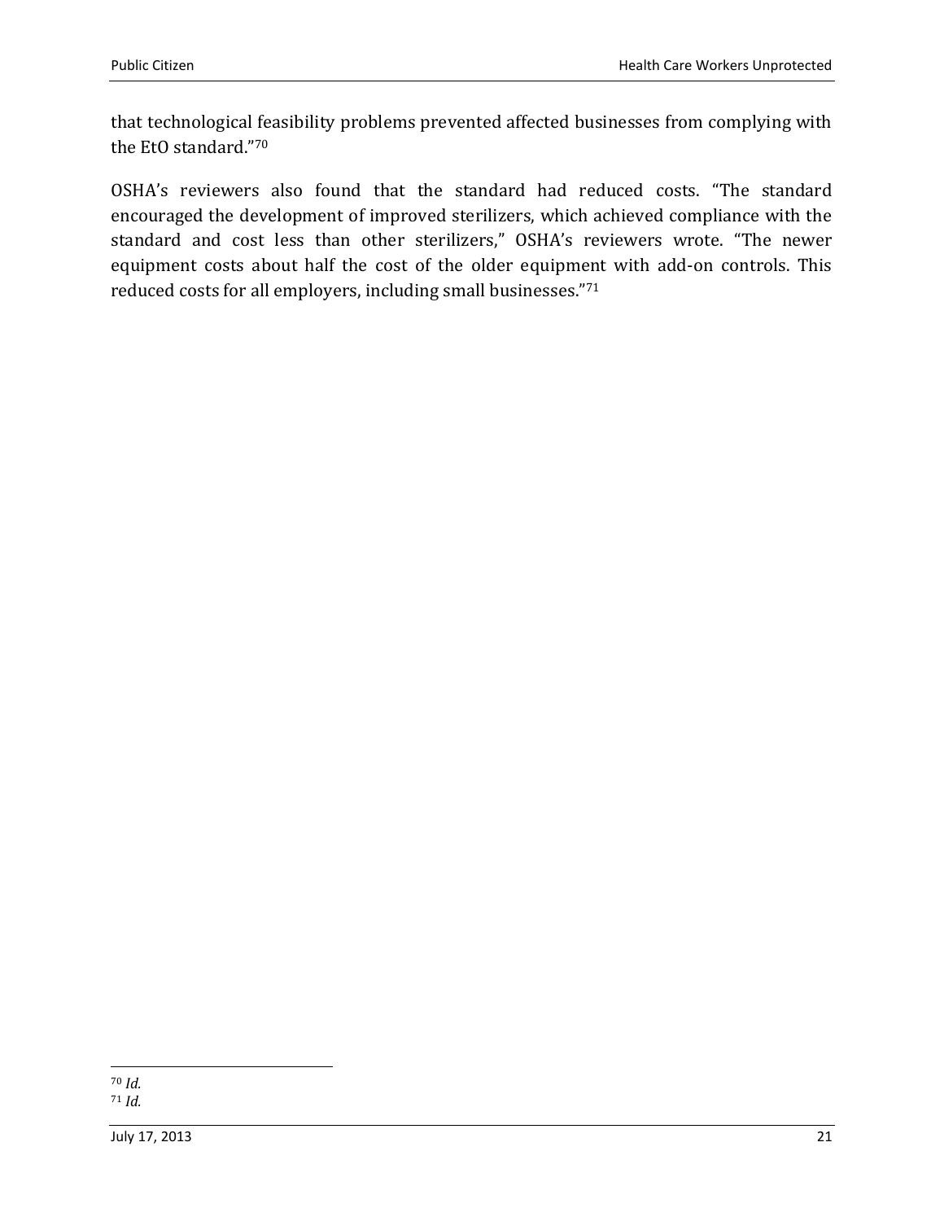that technological feasibility problems prevented affected businesses from complying with the EtO standard."[70]

OSHA's reviewers also found that the standard had reduced costs. "The standard encouraged the development of improved sterilizers, which achieved compliance with the standard and cost less than other sterilizers," OSHA's reviewers wrote. "The newer equipment costs about half the cost of the older equipment with add-on controls. This reduced costs for all employers, including small businesses."[71]

---

[70] *Id.*

[71] *Id.*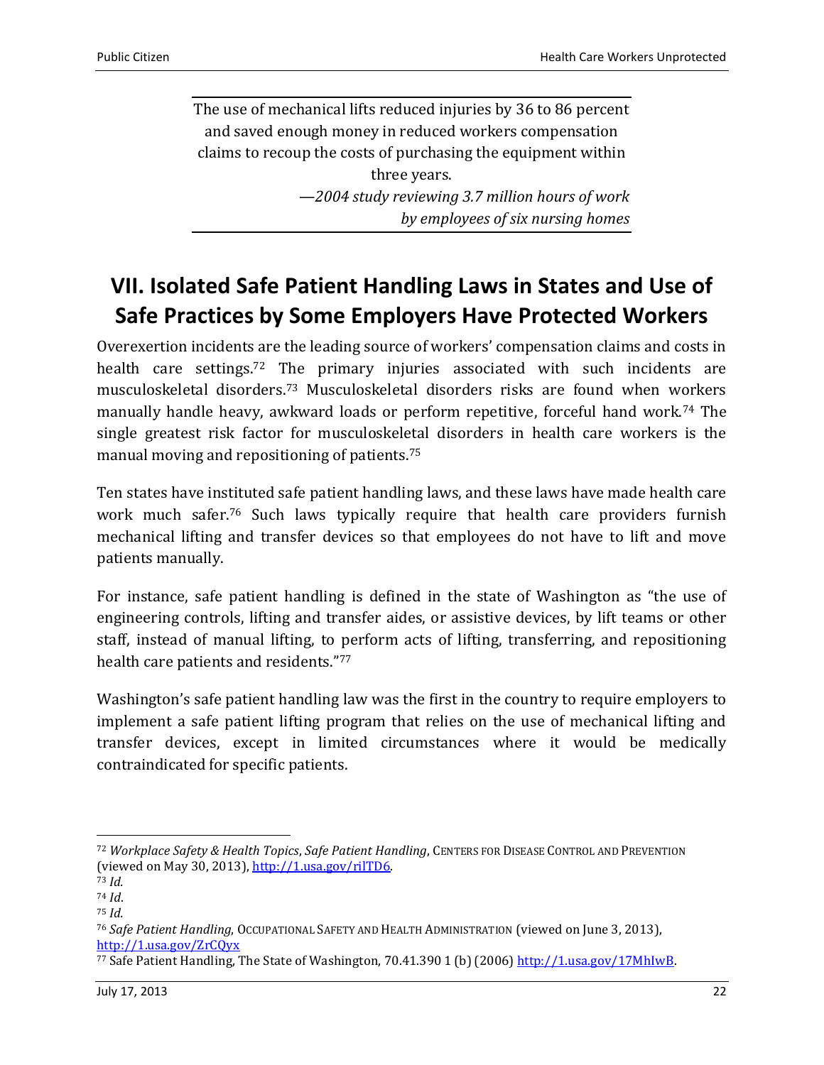> The use of mechanical lifts reduced injuries by 36 to 86 percent and saved enough money in reduced workers compensation claims to recoup the costs of purchasing the equipment within three years.
>
> *—2004 study reviewing 3.7 million hours of work by employees of six nursing homes*

## VII. Isolated Safe Patient Handling Laws in States and Use of Safe Practices by Some Employers Have Protected Workers

Overexertion incidents are the leading source of workers' compensation claims and costs in health care settings.[72] The primary injuries associated with such incidents are musculoskeletal disorders.[73] Musculoskeletal disorders risks are found when workers manually handle heavy, awkward loads or perform repetitive, forceful hand work.[74] The single greatest risk factor for musculoskeletal disorders in health care workers is the manual moving and repositioning of patients.[75]

Ten states have instituted safe patient handling laws, and these laws have made health care work much safer.[76] Such laws typically require that health care providers furnish mechanical lifting and transfer devices so that employees do not have to lift and move patients manually.

For instance, safe patient handling is defined in the state of Washington as "the use of engineering controls, lifting and transfer aides, or assistive devices, by lift teams or other staff, instead of manual lifting, to perform acts of lifting, transferring, and repositioning health care patients and residents."[77]

Washington's safe patient handling law was the first in the country to require employers to implement a safe patient lifting program that relies on the use of mechanical lifting and transfer devices, except in limited circumstances where it would be medically contraindicated for specific patients.

---

[72] *Workplace Safety & Health Topics*, *Safe Patient Handling*, CENTERS FOR DISEASE CONTROL AND PREVENTION (viewed on May 30, 2013), http://1.usa.gov/rilTD6.

[73] *Id.*

[74] *Id.*

[75] *Id.*

[76] *Safe Patient Handling*, OCCUPATIONAL SAFETY AND HEALTH ADMINISTRATION (viewed on June 3, 2013), http://1.usa.gov/ZrCQyx

[77] Safe Patient Handling, The State of Washington, 70.41.390 1 (b) (2006) http://1.usa.gov/17MhIwB.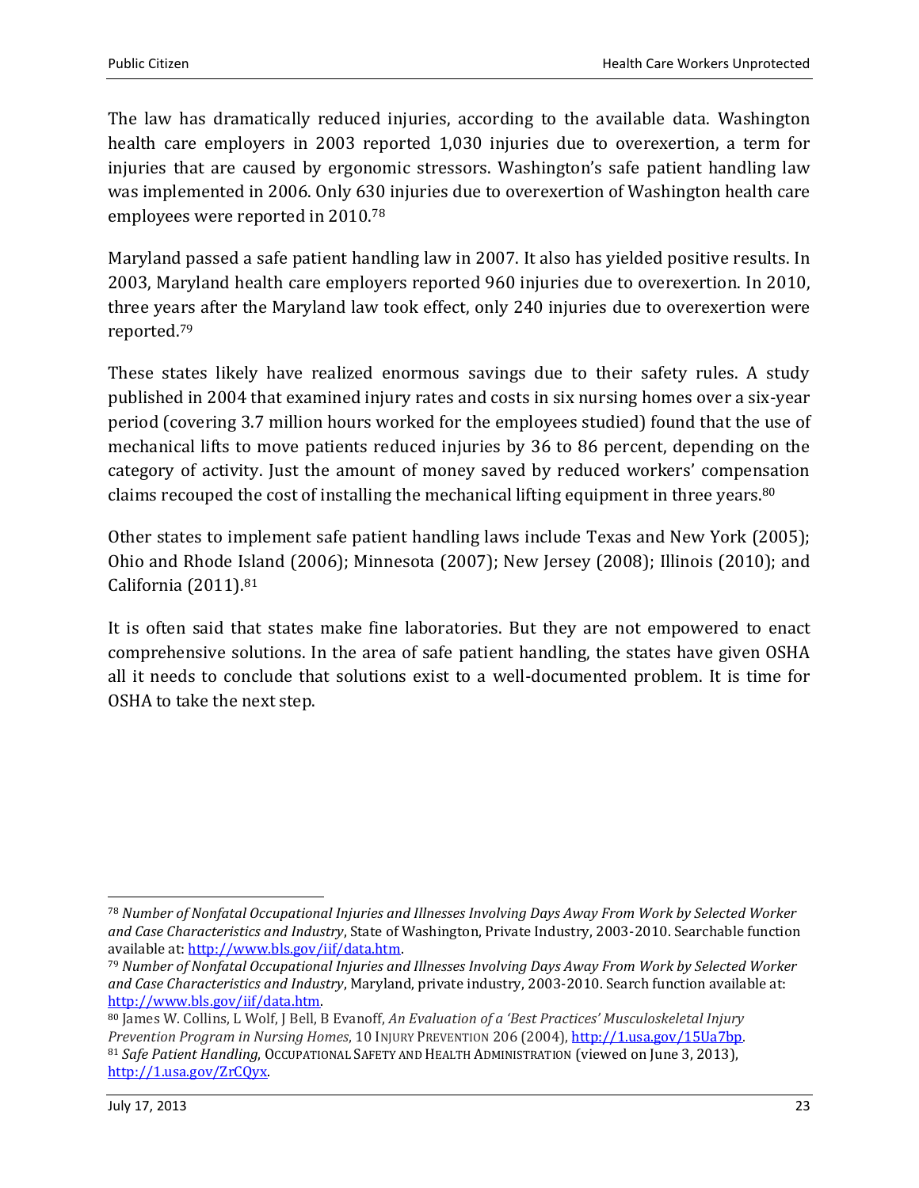The law has dramatically reduced injuries, according to the available data. Washington health care employers in 2003 reported 1,030 injuries due to overexertion, a term for injuries that are caused by ergonomic stressors. Washington's safe patient handling law was implemented in 2006. Only 630 injuries due to overexertion of Washington health care employees were reported in 2010.[78]

Maryland passed a safe patient handling law in 2007. It also has yielded positive results. In 2003, Maryland health care employers reported 960 injuries due to overexertion. In 2010, three years after the Maryland law took effect, only 240 injuries due to overexertion were reported.[79]

These states likely have realized enormous savings due to their safety rules. A study published in 2004 that examined injury rates and costs in six nursing homes over a six-year period (covering 3.7 million hours worked for the employees studied) found that the use of mechanical lifts to move patients reduced injuries by 36 to 86 percent, depending on the category of activity. Just the amount of money saved by reduced workers' compensation claims recouped the cost of installing the mechanical lifting equipment in three years.[80]

Other states to implement safe patient handling laws include Texas and New York (2005); Ohio and Rhode Island (2006); Minnesota (2007); New Jersey (2008); Illinois (2010); and California (2011).[81]

It is often said that states make fine laboratories. But they are not empowered to enact comprehensive solutions. In the area of safe patient handling, the states have given OSHA all it needs to conclude that solutions exist to a well-documented problem. It is time for OSHA to take the next step.

---

[78] *Number of Nonfatal Occupational Injuries and Illnesses Involving Days Away From Work by Selected Worker and Case Characteristics and Industry*, State of Washington, Private Industry, 2003-2010. Searchable function available at: http://www.bls.gov/iif/data.htm.

[79] *Number of Nonfatal Occupational Injuries and Illnesses Involving Days Away From Work by Selected Worker and Case Characteristics and Industry*, Maryland, private industry, 2003-2010. Search function available at: http://www.bls.gov/iif/data.htm.

[80] James W. Collins, L Wolf, J Bell, B Evanoff, *An Evaluation of a 'Best Practices' Musculoskeletal Injury Prevention Program in Nursing Homes*, 10 INJURY PREVENTION 206 (2004), http://1.usa.gov/15Ua7bp.

[81] *Safe Patient Handling*, OCCUPATIONAL SAFETY AND HEALTH ADMINISTRATION (viewed on June 3, 2013), http://1.usa.gov/ZrCQyx.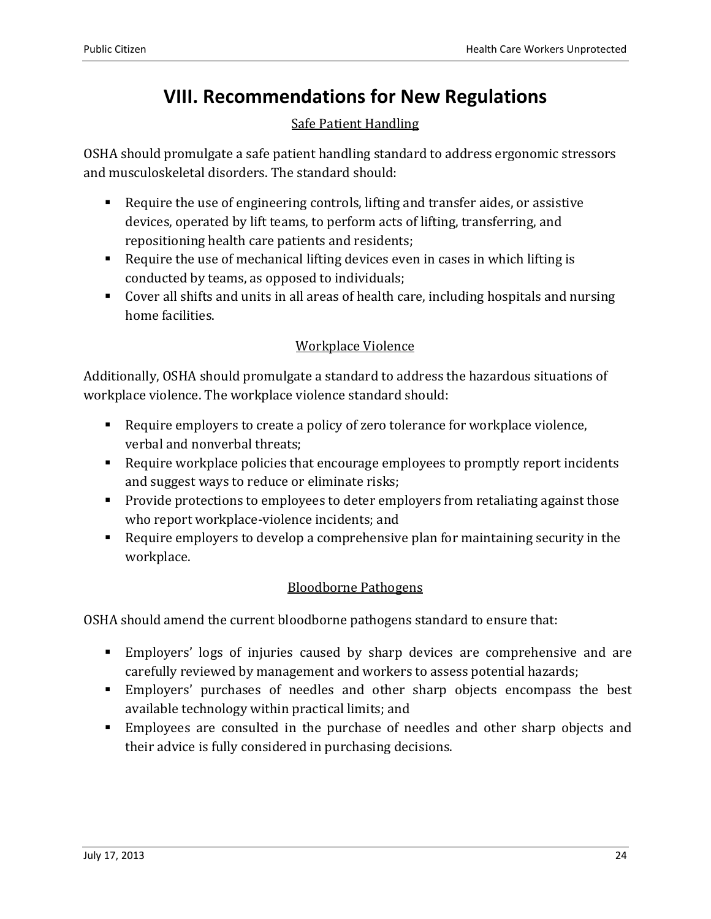# VIII. Recommendations for New Regulations

## Safe Patient Handling

OSHA should promulgate a safe patient handling standard to address ergonomic stressors and musculoskeletal disorders. The standard should:

- Require the use of engineering controls, lifting and transfer aides, or assistive devices, operated by lift teams, to perform acts of lifting, transferring, and repositioning health care patients and residents;
- Require the use of mechanical lifting devices even in cases in which lifting is conducted by teams, as opposed to individuals;
- Cover all shifts and units in all areas of health care, including hospitals and nursing home facilities.

## Workplace Violence

Additionally, OSHA should promulgate a standard to address the hazardous situations of workplace violence. The workplace violence standard should:

- Require employers to create a policy of zero tolerance for workplace violence, verbal and nonverbal threats;
- Require workplace policies that encourage employees to promptly report incidents and suggest ways to reduce or eliminate risks;
- Provide protections to employees to deter employers from retaliating against those who report workplace-violence incidents; and
- Require employers to develop a comprehensive plan for maintaining security in the workplace.

## Bloodborne Pathogens

OSHA should amend the current bloodborne pathogens standard to ensure that:

- Employers' logs of injuries caused by sharp devices are comprehensive and are carefully reviewed by management and workers to assess potential hazards;
- Employers' purchases of needles and other sharp objects encompass the best available technology within practical limits; and
- Employees are consulted in the purchase of needles and other sharp objects and their advice is fully considered in purchasing decisions.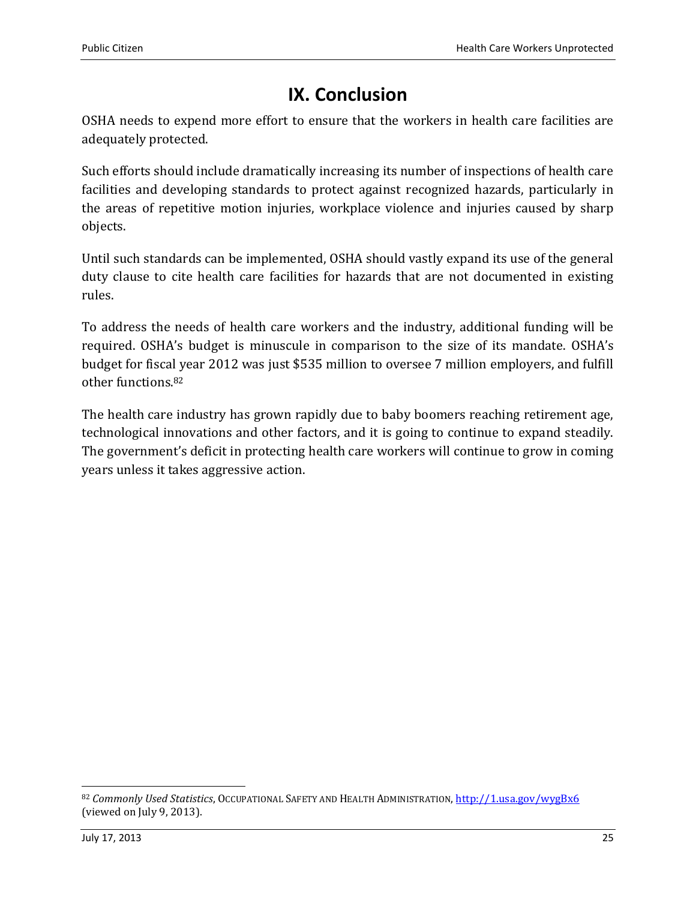# IX. Conclusion

OSHA needs to expend more effort to ensure that the workers in health care facilities are adequately protected.

Such efforts should include dramatically increasing its number of inspections of health care facilities and developing standards to protect against recognized hazards, particularly in the areas of repetitive motion injuries, workplace violence and injuries caused by sharp objects.

Until such standards can be implemented, OSHA should vastly expand its use of the general duty clause to cite health care facilities for hazards that are not documented in existing rules.

To address the needs of health care workers and the industry, additional funding will be required. OSHA's budget is minuscule in comparison to the size of its mandate. OSHA's budget for fiscal year 2012 was just $535 million to oversee 7 million employers, and fulfill other functions.[82]

The health care industry has grown rapidly due to baby boomers reaching retirement age, technological innovations and other factors, and it is going to continue to expand steadily. The government's deficit in protecting health care workers will continue to grow in coming years unless it takes aggressive action.

---

[82] *Commonly Used Statistics*, OCCUPATIONAL SAFETY AND HEALTH ADMINISTRATION, http://1.usa.gov/wygBx6 (viewed on July 9, 2013).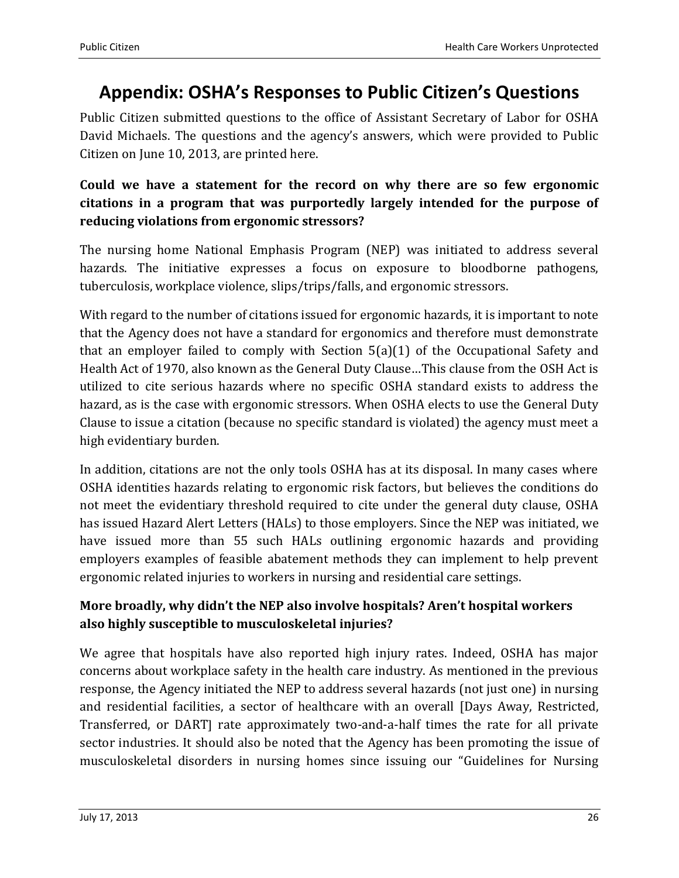# Appendix: OSHA's Responses to Public Citizen's Questions

Public Citizen submitted questions to the office of Assistant Secretary of Labor for OSHA David Michaels. The questions and the agency's answers, which were provided to Public Citizen on June 10, 2013, are printed here.

**Could we have a statement for the record on why there are so few ergonomic citations in a program that was purportedly largely intended for the purpose of reducing violations from ergonomic stressors?**

The nursing home National Emphasis Program (NEP) was initiated to address several hazards. The initiative expresses a focus on exposure to bloodborne pathogens, tuberculosis, workplace violence, slips/trips/falls, and ergonomic stressors.

With regard to the number of citations issued for ergonomic hazards, it is important to note that the Agency does not have a standard for ergonomics and therefore must demonstrate that an employer failed to comply with Section 5(a)(1) of the Occupational Safety and Health Act of 1970, also known as the General Duty Clause…This clause from the OSH Act is utilized to cite serious hazards where no specific OSHA standard exists to address the hazard, as is the case with ergonomic stressors. When OSHA elects to use the General Duty Clause to issue a citation (because no specific standard is violated) the agency must meet a high evidentiary burden.

In addition, citations are not the only tools OSHA has at its disposal. In many cases where OSHA identities hazards relating to ergonomic risk factors, but believes the conditions do not meet the evidentiary threshold required to cite under the general duty clause, OSHA has issued Hazard Alert Letters (HALs) to those employers. Since the NEP was initiated, we have issued more than 55 such HALs outlining ergonomic hazards and providing employers examples of feasible abatement methods they can implement to help prevent ergonomic related injuries to workers in nursing and residential care settings.

**More broadly, why didn't the NEP also involve hospitals? Aren't hospital workers also highly susceptible to musculoskeletal injuries?**

We agree that hospitals have also reported high injury rates. Indeed, OSHA has major concerns about workplace safety in the health care industry. As mentioned in the previous response, the Agency initiated the NEP to address several hazards (not just one) in nursing and residential facilities, a sector of healthcare with an overall [Days Away, Restricted, Transferred, or DART] rate approximately two-and-a-half times the rate for all private sector industries. It should also be noted that the Agency has been promoting the issue of musculoskeletal disorders in nursing homes since issuing our "Guidelines for Nursing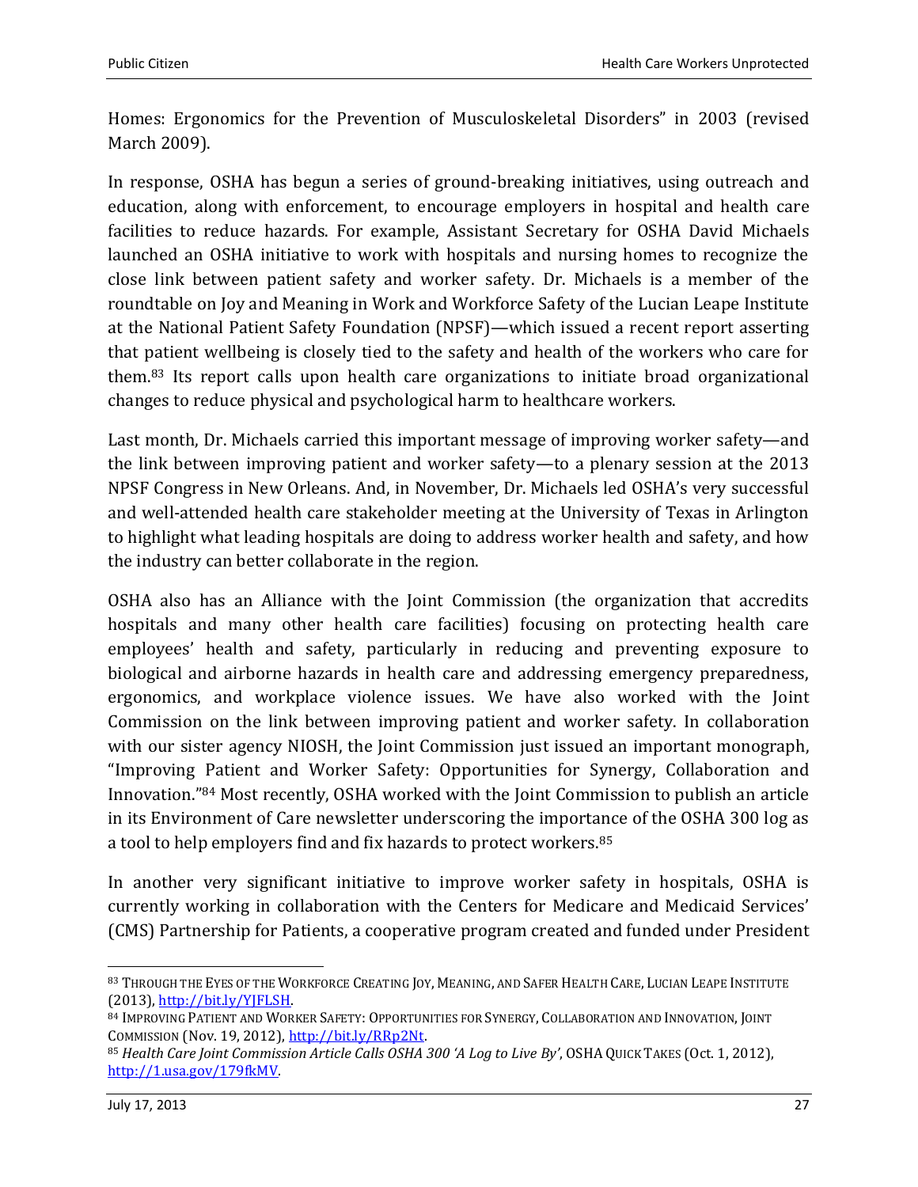Homes: Ergonomics for the Prevention of Musculoskeletal Disorders" in 2003 (revised March 2009).

In response, OSHA has begun a series of ground-breaking initiatives, using outreach and education, along with enforcement, to encourage employers in hospital and health care facilities to reduce hazards. For example, Assistant Secretary for OSHA David Michaels launched an OSHA initiative to work with hospitals and nursing homes to recognize the close link between patient safety and worker safety. Dr. Michaels is a member of the roundtable on Joy and Meaning in Work and Workforce Safety of the Lucian Leape Institute at the National Patient Safety Foundation (NPSF)—which issued a recent report asserting that patient wellbeing is closely tied to the safety and health of the workers who care for them.[83] Its report calls upon health care organizations to initiate broad organizational changes to reduce physical and psychological harm to healthcare workers.

Last month, Dr. Michaels carried this important message of improving worker safety—and the link between improving patient and worker safety—to a plenary session at the 2013 NPSF Congress in New Orleans. And, in November, Dr. Michaels led OSHA's very successful and well-attended health care stakeholder meeting at the University of Texas in Arlington to highlight what leading hospitals are doing to address worker health and safety, and how the industry can better collaborate in the region.

OSHA also has an Alliance with the Joint Commission (the organization that accredits hospitals and many other health care facilities) focusing on protecting health care employees' health and safety, particularly in reducing and preventing exposure to biological and airborne hazards in health care and addressing emergency preparedness, ergonomics, and workplace violence issues. We have also worked with the Joint Commission on the link between improving patient and worker safety. In collaboration with our sister agency NIOSH, the Joint Commission just issued an important monograph, "Improving Patient and Worker Safety: Opportunities for Synergy, Collaboration and Innovation."[84] Most recently, OSHA worked with the Joint Commission to publish an article in its Environment of Care newsletter underscoring the importance of the OSHA 300 log as a tool to help employers find and fix hazards to protect workers.[85]

In another very significant initiative to improve worker safety in hospitals, OSHA is currently working in collaboration with the Centers for Medicare and Medicaid Services' (CMS) Partnership for Patients, a cooperative program created and funded under President

---

[83] Through the Eyes of the Workforce Creating Joy, Meaning, and Safer Health Care, Lucian Leape Institute (2013), http://bit.ly/YJFLSH.

[84] Improving Patient and Worker Safety: Opportunities for Synergy, Collaboration and Innovation, Joint Commission (Nov. 19, 2012), http://bit.ly/RRp2Nt.

[85] *Health Care Joint Commission Article Calls OSHA 300 'A Log to Live By'*, OSHA Quick Takes (Oct. 1, 2012), http://1.usa.gov/179fkMV.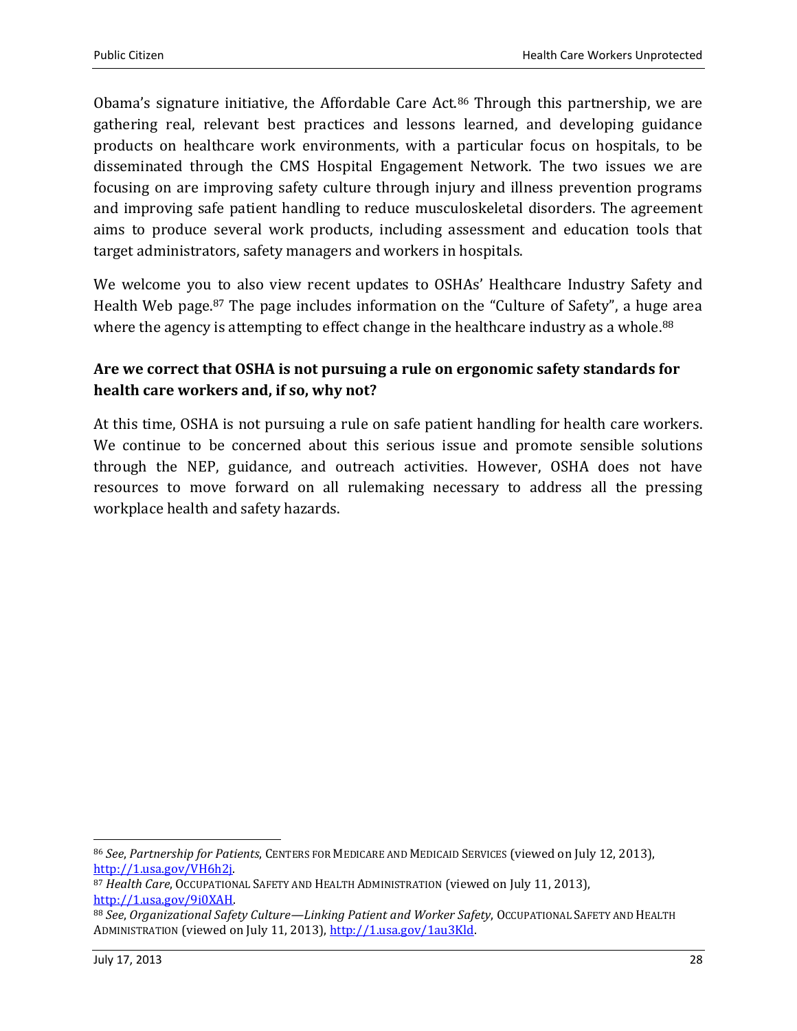Obama's signature initiative, the Affordable Care Act.[86] Through this partnership, we are gathering real, relevant best practices and lessons learned, and developing guidance products on healthcare work environments, with a particular focus on hospitals, to be disseminated through the CMS Hospital Engagement Network. The two issues we are focusing on are improving safety culture through injury and illness prevention programs and improving safe patient handling to reduce musculoskeletal disorders. The agreement aims to produce several work products, including assessment and education tools that target administrators, safety managers and workers in hospitals.

We welcome you to also view recent updates to OSHAs' Healthcare Industry Safety and Health Web page.[87] The page includes information on the "Culture of Safety", a huge area where the agency is attempting to effect change in the healthcare industry as a whole.[88]

**Are we correct that OSHA is not pursuing a rule on ergonomic safety standards for health care workers and, if so, why not?**

At this time, OSHA is not pursuing a rule on safe patient handling for health care workers. We continue to be concerned about this serious issue and promote sensible solutions through the NEP, guidance, and outreach activities. However, OSHA does not have resources to move forward on all rulemaking necessary to address all the pressing workplace health and safety hazards.

---

[86] *See*, *Partnership for Patients*, CENTERS FOR MEDICARE AND MEDICAID SERVICES (viewed on July 12, 2013), http://1.usa.gov/VH6h2j.

[87] *Health Care*, OCCUPATIONAL SAFETY AND HEALTH ADMINISTRATION (viewed on July 11, 2013), http://1.usa.gov/9i0XAH.

[88] *See*, *Organizational Safety Culture—Linking Patient and Worker Safety*, OCCUPATIONAL SAFETY AND HEALTH ADMINISTRATION (viewed on July 11, 2013), http://1.usa.gov/1au3Kld.